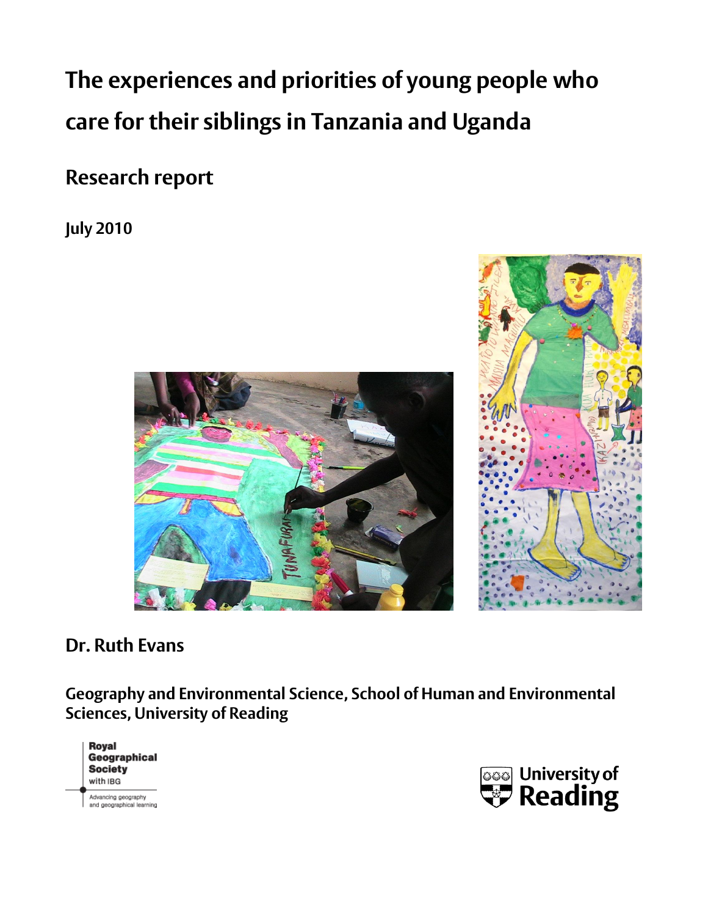# The experiences and priorities of young people who care for their siblings in Tanzania and Uganda

## Research report

**July 2010**

**Dr. Ruth Evans**

**Geography and Environmental Science, School of Human and Environmental Sciences, University of Reading**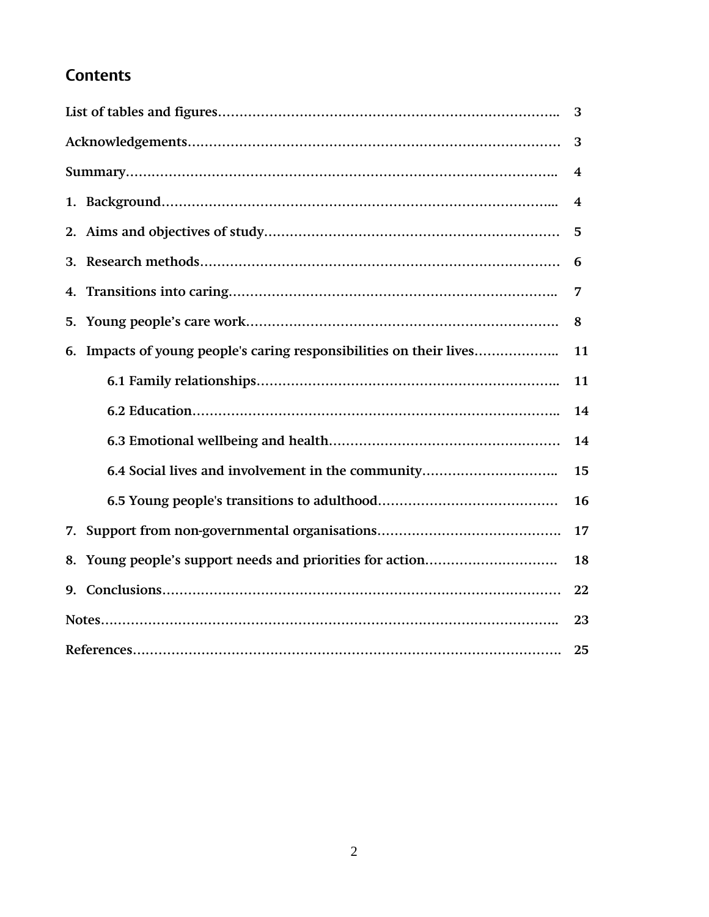## Contents

| | |
|---|---|
| List of tables and figures | 3 |
| Acknowledgements | 3 |
| Summary | 4 |
| 1. Background | 4 |
| 2. Aims and objectives of study | 5 |
| 3. Research methods | 6 |
| 4. Transitions into caring | 7 |
| 5. Young people’s care work | 8 |
| 6. Impacts of young people's caring responsibilities on their lives | 11 |
| 6.1 Family relationships | 11 |
| 6.2 Education | 14 |
| 6.3 Emotional wellbeing and health | 14 |
| 6.4 Social lives and involvement in the community | 15 |
| 6.5 Young people's transitions to adulthood | 16 |
| 7. Support from non-governmental organisations | 17 |
| 8. Young people’s support needs and priorities for action | 18 |
| 9. Conclusions | 22 |
| Notes | 23 |
| References | 25 |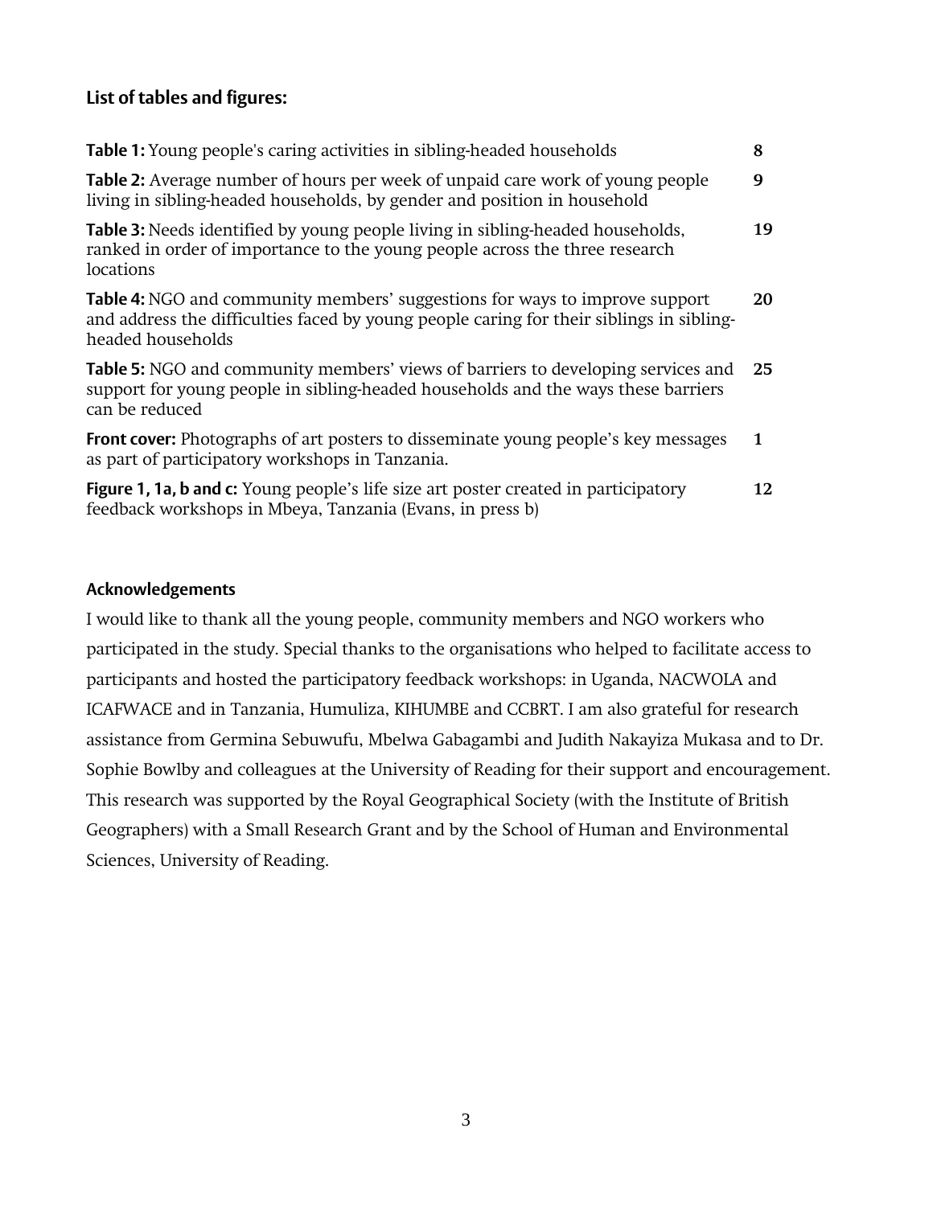## List of tables and figures:

| | |
|---|---|
| **Table 1:** Young people's caring activities in sibling-headed households | **8** |
| **Table 2:** Average number of hours per week of unpaid care work of young people living in sibling-headed households, by gender and position in household | **9** |
| **Table 3:** Needs identified by young people living in sibling-headed households, ranked in order of importance to the young people across the three research locations | **19** |
| **Table 4:** NGO and community members' suggestions for ways to improve support and address the difficulties faced by young people caring for their siblings in sibling-headed households | **20** |
| **Table 5:** NGO and community members' views of barriers to developing services and support for young people in sibling-headed households and the ways these barriers can be reduced | **25** |
| **Front cover:** Photographs of art posters to disseminate young people's key messages as part of participatory workshops in Tanzania. | **1** |
| **Figure 1, 1a, b and c:** Young people's life size art poster created in participatory feedback workshops in Mbeya, Tanzania (Evans, in press b) | **12** |

## Acknowledgements

I would like to thank all the young people, community members and NGO workers who participated in the study. Special thanks to the organisations who helped to facilitate access to participants and hosted the participatory feedback workshops: in Uganda, NACWOLA and ICAFWACE and in Tanzania, Humuliza, KIHUMBE and CCBRT. I am also grateful for research assistance from Germina Sebuwufu, Mbelwa Gabagambi and Judith Nakayiza Mukasa and to Dr. Sophie Bowlby and colleagues at the University of Reading for their support and encouragement. This research was supported by the Royal Geographical Society (with the Institute of British Geographers) with a Small Research Grant and by the School of Human and Environmental Sciences, University of Reading.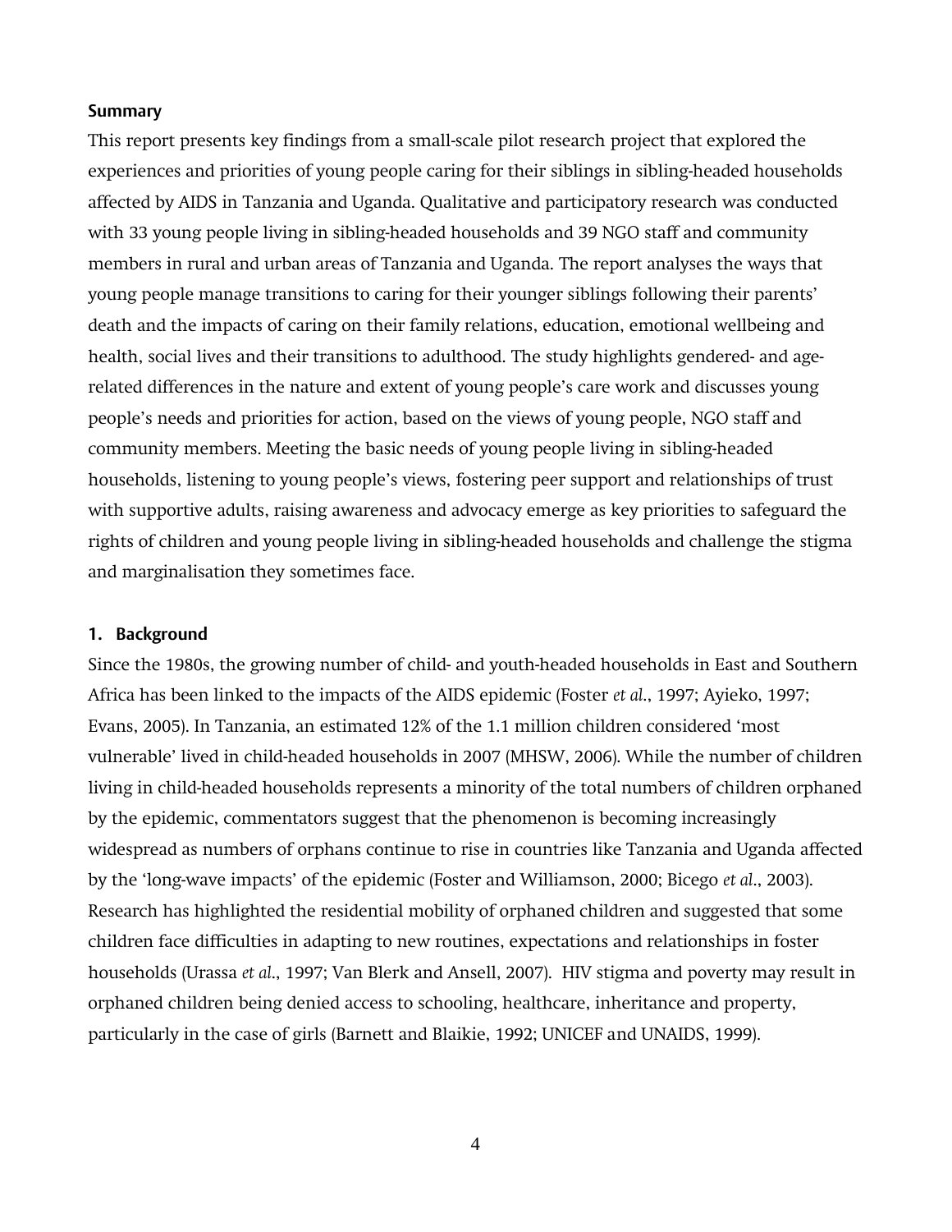**Summary**

This report presents key findings from a small-scale pilot research project that explored the experiences and priorities of young people caring for their siblings in sibling-headed households affected by AIDS in Tanzania and Uganda. Qualitative and participatory research was conducted with 33 young people living in sibling-headed households and 39 NGO staff and community members in rural and urban areas of Tanzania and Uganda. The report analyses the ways that young people manage transitions to caring for their younger siblings following their parents' death and the impacts of caring on their family relations, education, emotional wellbeing and health, social lives and their transitions to adulthood. The study highlights gendered- and age-related differences in the nature and extent of young people's care work and discusses young people's needs and priorities for action, based on the views of young people, NGO staff and community members. Meeting the basic needs of young people living in sibling-headed households, listening to young people's views, fostering peer support and relationships of trust with supportive adults, raising awareness and advocacy emerge as key priorities to safeguard the rights of children and young people living in sibling-headed households and challenge the stigma and marginalisation they sometimes face.

## 1. Background

Since the 1980s, the growing number of child- and youth-headed households in East and Southern Africa has been linked to the impacts of the AIDS epidemic (Foster *et al*., 1997; Ayieko, 1997; Evans, 2005). In Tanzania, an estimated 12% of the 1.1 million children considered 'most vulnerable' lived in child-headed households in 2007 (MHSW, 2006). While the number of children living in child-headed households represents a minority of the total numbers of children orphaned by the epidemic, commentators suggest that the phenomenon is becoming increasingly widespread as numbers of orphans continue to rise in countries like Tanzania and Uganda affected by the 'long-wave impacts' of the epidemic (Foster and Williamson, 2000; Bicego *et al*., 2003). Research has highlighted the residential mobility of orphaned children and suggested that some children face difficulties in adapting to new routines, expectations and relationships in foster households (Urassa *et al*., 1997; Van Blerk and Ansell, 2007). HIV stigma and poverty may result in orphaned children being denied access to schooling, healthcare, inheritance and property, particularly in the case of girls (Barnett and Blaikie, 1992; UNICEF and UNAIDS, 1999).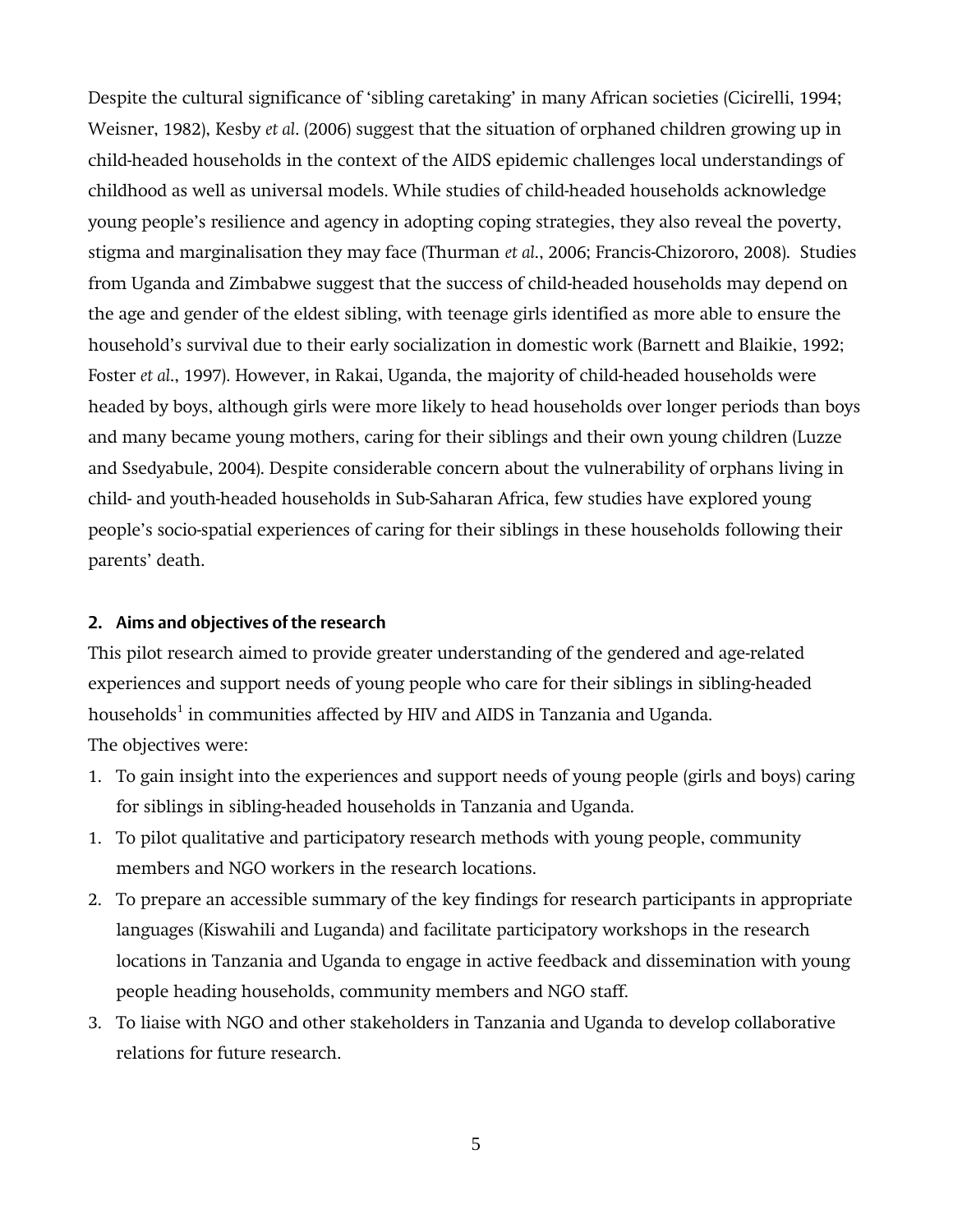Despite the cultural significance of 'sibling caretaking' in many African societies (Cicirelli, 1994; Weisner, 1982), Kesby *et al*. (2006) suggest that the situation of orphaned children growing up in child-headed households in the context of the AIDS epidemic challenges local understandings of childhood as well as universal models. While studies of child-headed households acknowledge young people's resilience and agency in adopting coping strategies, they also reveal the poverty, stigma and marginalisation they may face (Thurman *et al*., 2006; Francis-Chizororo, 2008). Studies from Uganda and Zimbabwe suggest that the success of child-headed households may depend on the age and gender of the eldest sibling, with teenage girls identified as more able to ensure the household's survival due to their early socialization in domestic work (Barnett and Blaikie, 1992; Foster *et al*., 1997). However, in Rakai, Uganda, the majority of child-headed households were headed by boys, although girls were more likely to head households over longer periods than boys and many became young mothers, caring for their siblings and their own young children (Luzze and Ssedyabule, 2004). Despite considerable concern about the vulnerability of orphans living in child- and youth-headed households in Sub-Saharan Africa, few studies have explored young people's socio-spatial experiences of caring for their siblings in these households following their parents' death.

## 2. Aims and objectives of the research

This pilot research aimed to provide greater understanding of the gendered and age-related experiences and support needs of young people who care for their siblings in sibling-headed households[1] in communities affected by HIV and AIDS in Tanzania and Uganda.

The objectives were:

1. To gain insight into the experiences and support needs of young people (girls and boys) caring for siblings in sibling-headed households in Tanzania and Uganda.
1. To pilot qualitative and participatory research methods with young people, community members and NGO workers in the research locations.
2. To prepare an accessible summary of the key findings for research participants in appropriate languages (Kiswahili and Luganda) and facilitate participatory workshops in the research locations in Tanzania and Uganda to engage in active feedback and dissemination with young people heading households, community members and NGO staff.
3. To liaise with NGO and other stakeholders in Tanzania and Uganda to develop collaborative relations for future research.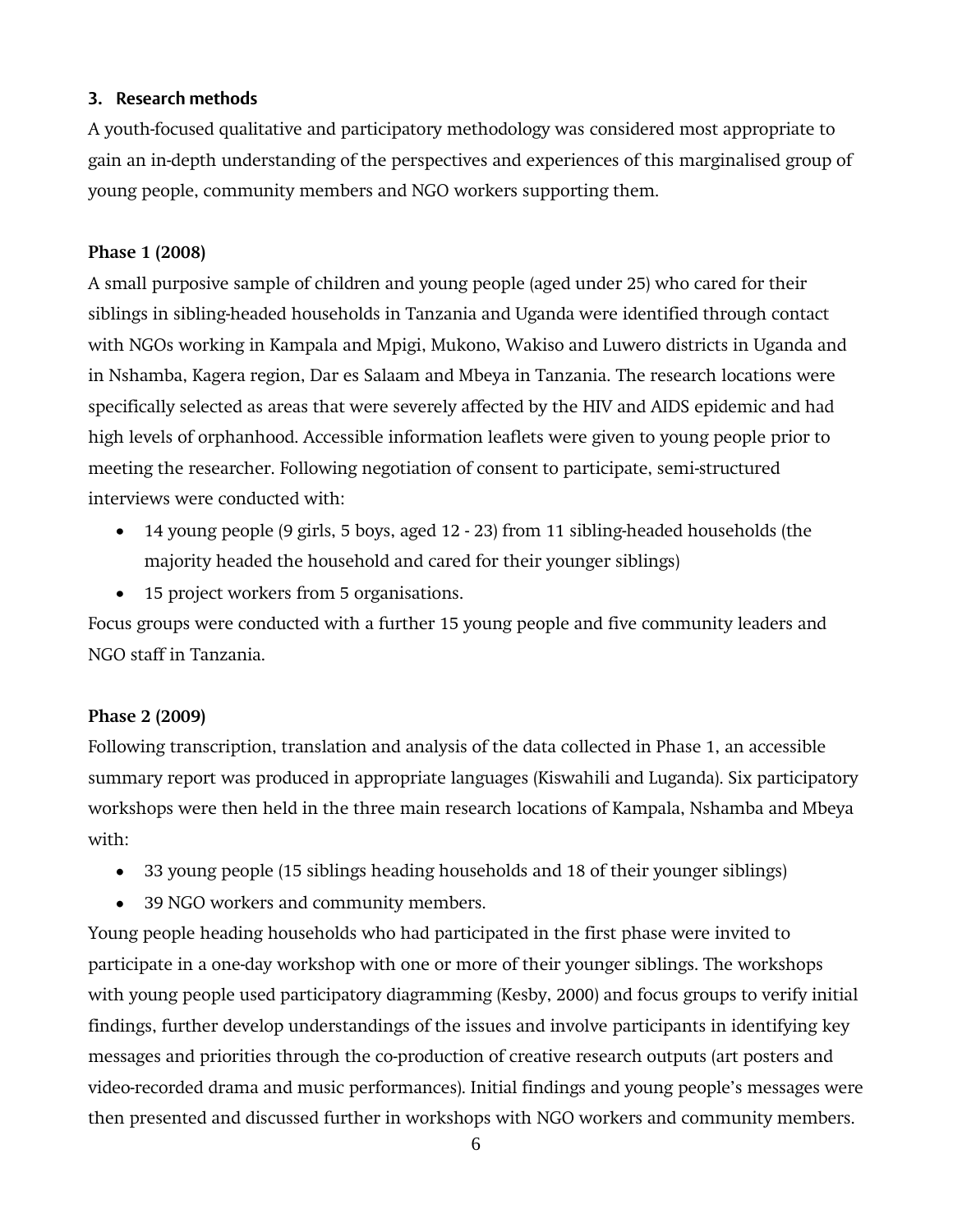## 3. Research methods

A youth-focused qualitative and participatory methodology was considered most appropriate to gain an in-depth understanding of the perspectives and experiences of this marginalised group of young people, community members and NGO workers supporting them.

**Phase 1 (2008)**

A small purposive sample of children and young people (aged under 25) who cared for their siblings in sibling-headed households in Tanzania and Uganda were identified through contact with NGOs working in Kampala and Mpigi, Mukono, Wakiso and Luwero districts in Uganda and in Nshamba, Kagera region, Dar es Salaam and Mbeya in Tanzania. The research locations were specifically selected as areas that were severely affected by the HIV and AIDS epidemic and had high levels of orphanhood. Accessible information leaflets were given to young people prior to meeting the researcher. Following negotiation of consent to participate, semi-structured interviews were conducted with:

- 14 young people (9 girls, 5 boys, aged 12 - 23) from 11 sibling-headed households (the majority headed the household and cared for their younger siblings)
- 15 project workers from 5 organisations.

Focus groups were conducted with a further 15 young people and five community leaders and NGO staff in Tanzania.

**Phase 2 (2009)**

Following transcription, translation and analysis of the data collected in Phase 1, an accessible summary report was produced in appropriate languages (Kiswahili and Luganda). Six participatory workshops were then held in the three main research locations of Kampala, Nshamba and Mbeya with:

- 33 young people (15 siblings heading households and 18 of their younger siblings)
- 39 NGO workers and community members.

Young people heading households who had participated in the first phase were invited to participate in a one-day workshop with one or more of their younger siblings. The workshops with young people used participatory diagramming (Kesby, 2000) and focus groups to verify initial findings, further develop understandings of the issues and involve participants in identifying key messages and priorities through the co-production of creative research outputs (art posters and video-recorded drama and music performances). Initial findings and young people's messages were then presented and discussed further in workshops with NGO workers and community members.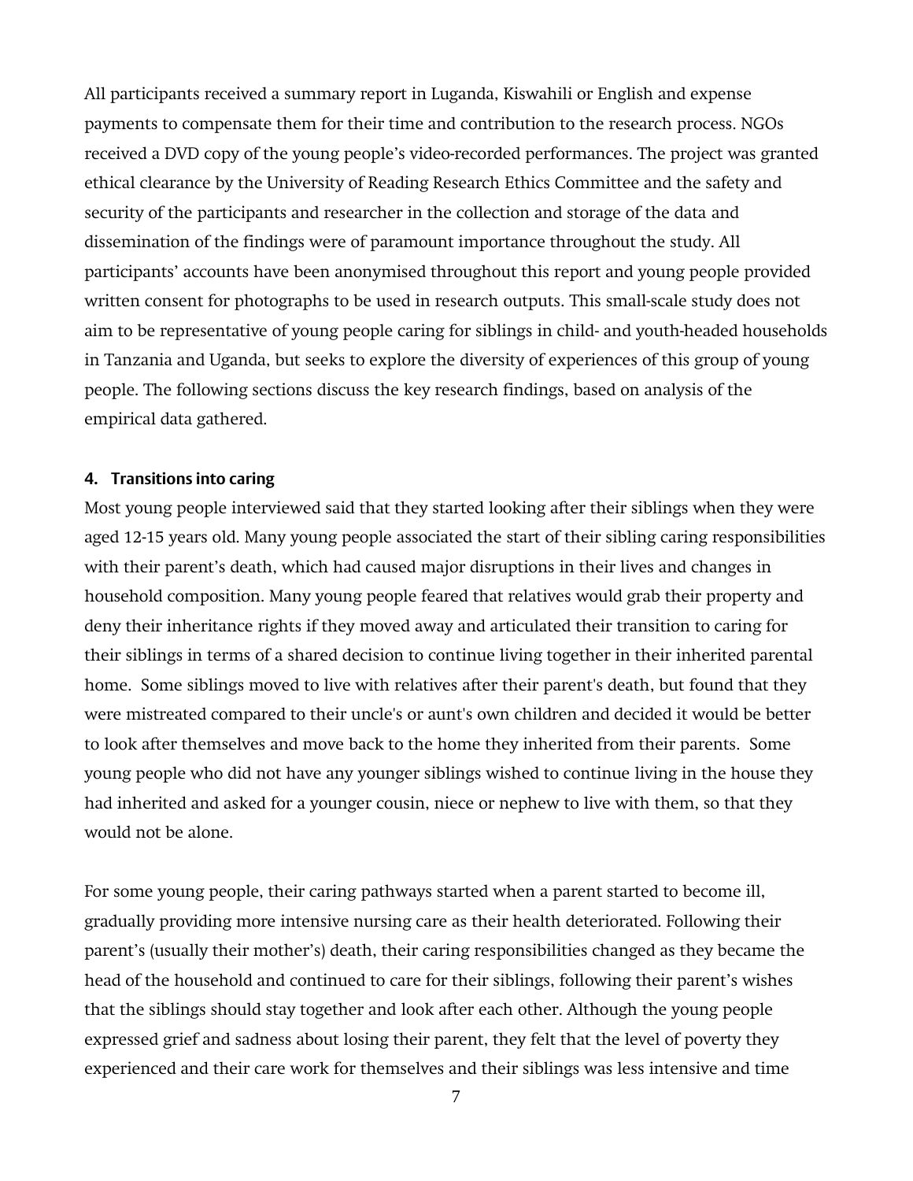All participants received a summary report in Luganda, Kiswahili or English and expense payments to compensate them for their time and contribution to the research process. NGOs received a DVD copy of the young people's video-recorded performances. The project was granted ethical clearance by the University of Reading Research Ethics Committee and the safety and security of the participants and researcher in the collection and storage of the data and dissemination of the findings were of paramount importance throughout the study. All participants' accounts have been anonymised throughout this report and young people provided written consent for photographs to be used in research outputs. This small-scale study does not aim to be representative of young people caring for siblings in child- and youth-headed households in Tanzania and Uganda, but seeks to explore the diversity of experiences of this group of young people. The following sections discuss the key research findings, based on analysis of the empirical data gathered.

## 4. Transitions into caring

Most young people interviewed said that they started looking after their siblings when they were aged 12-15 years old. Many young people associated the start of their sibling caring responsibilities with their parent's death, which had caused major disruptions in their lives and changes in household composition. Many young people feared that relatives would grab their property and deny their inheritance rights if they moved away and articulated their transition to caring for their siblings in terms of a shared decision to continue living together in their inherited parental home. Some siblings moved to live with relatives after their parent's death, but found that they were mistreated compared to their uncle's or aunt's own children and decided it would be better to look after themselves and move back to the home they inherited from their parents. Some young people who did not have any younger siblings wished to continue living in the house they had inherited and asked for a younger cousin, niece or nephew to live with them, so that they would not be alone.

For some young people, their caring pathways started when a parent started to become ill, gradually providing more intensive nursing care as their health deteriorated. Following their parent's (usually their mother's) death, their caring responsibilities changed as they became the head of the household and continued to care for their siblings, following their parent's wishes that the siblings should stay together and look after each other. Although the young people expressed grief and sadness about losing their parent, they felt that the level of poverty they experienced and their care work for themselves and their siblings was less intensive and time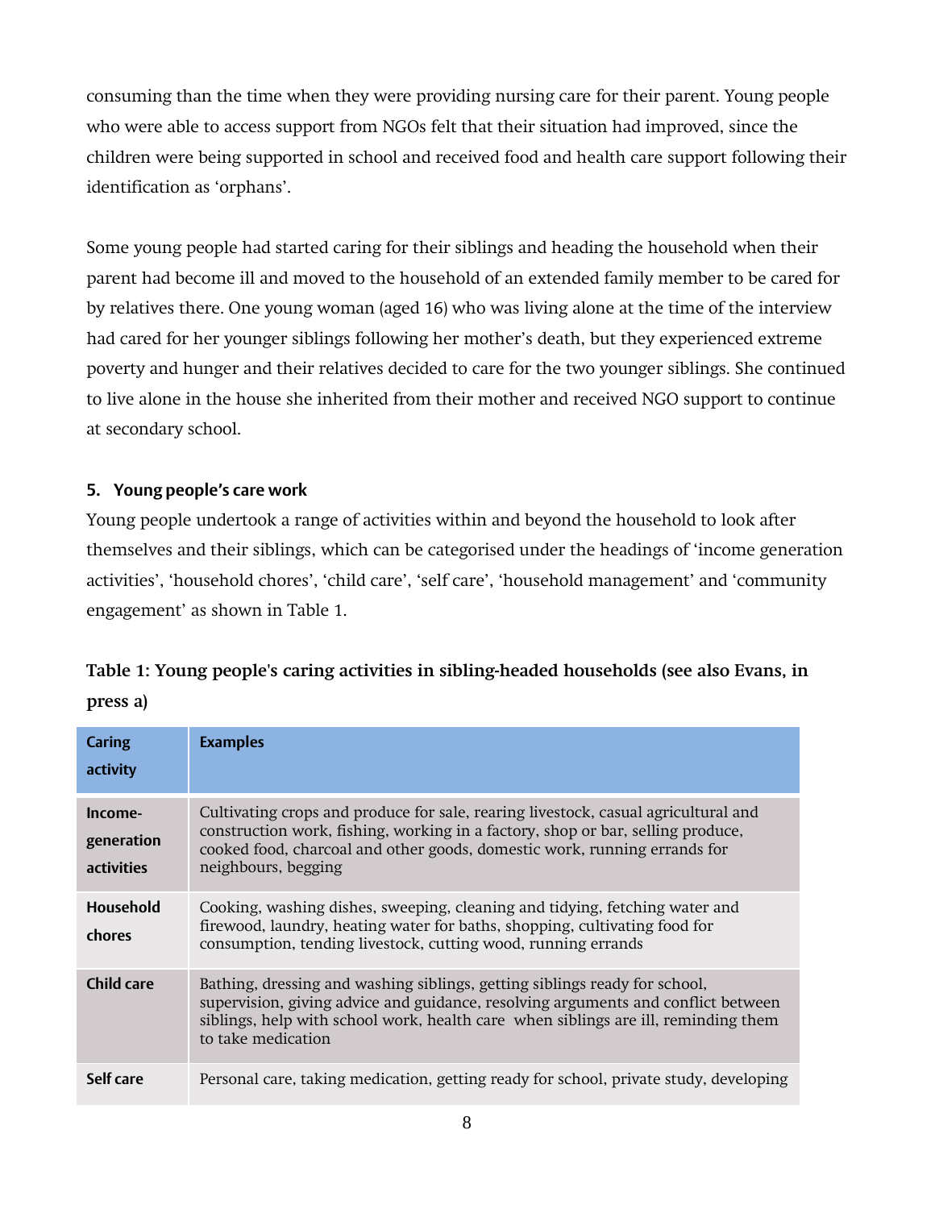consuming than the time when they were providing nursing care for their parent. Young people who were able to access support from NGOs felt that their situation had improved, since the children were being supported in school and received food and health care support following their identification as 'orphans'.

Some young people had started caring for their siblings and heading the household when their parent had become ill and moved to the household of an extended family member to be cared for by relatives there. One young woman (aged 16) who was living alone at the time of the interview had cared for her younger siblings following her mother's death, but they experienced extreme poverty and hunger and their relatives decided to care for the two younger siblings. She continued to live alone in the house she inherited from their mother and received NGO support to continue at secondary school.

## 5. Young people's care work

Young people undertook a range of activities within and beyond the household to look after themselves and their siblings, which can be categorised under the headings of 'income generation activities', 'household chores', 'child care', 'self care', 'household management' and 'community engagement' as shown in Table 1.

**Table 1: Young people's caring activities in sibling-headed households (see also Evans, in press a)**

| Caring activity | Examples |
|---|---|
| Income-generation activities | Cultivating crops and produce for sale, rearing livestock, casual agricultural and construction work, fishing, working in a factory, shop or bar, selling produce, cooked food, charcoal and other goods, domestic work, running errands for neighbours, begging |
| Household chores | Cooking, washing dishes, sweeping, cleaning and tidying, fetching water and firewood, laundry, heating water for baths, shopping, cultivating food for consumption, tending livestock, cutting wood, running errands |
| Child care | Bathing, dressing and washing siblings, getting siblings ready for school, supervision, giving advice and guidance, resolving arguments and conflict between siblings, help with school work, health care when siblings are ill, reminding them to take medication |
| Self care | Personal care, taking medication, getting ready for school, private study, developing |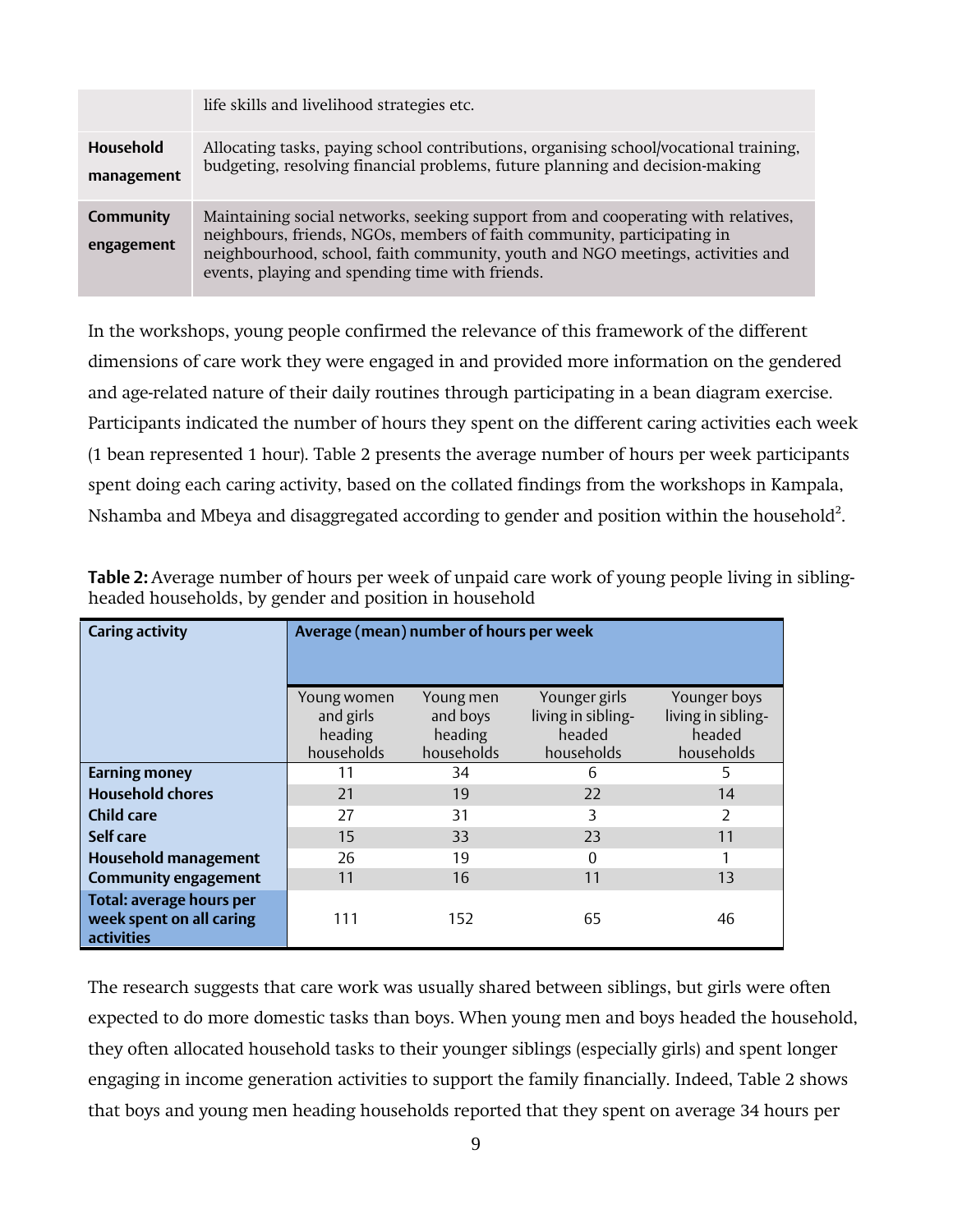| | |
|---|---|
| | life skills and livelihood strategies etc. |
| **Household management** | Allocating tasks, paying school contributions, organising school/vocational training, budgeting, resolving financial problems, future planning and decision-making |
| **Community engagement** | Maintaining social networks, seeking support from and cooperating with relatives, neighbours, friends, NGOs, members of faith community, participating in neighbourhood, school, faith community, youth and NGO meetings, activities and events, playing and spending time with friends. |

In the workshops, young people confirmed the relevance of this framework of the different dimensions of care work they were engaged in and provided more information on the gendered and age-related nature of their daily routines through participating in a bean diagram exercise. Participants indicated the number of hours they spent on the different caring activities each week (1 bean represented 1 hour). Table 2 presents the average number of hours per week participants spent doing each caring activity, based on the collated findings from the workshops in Kampala, Nshamba and Mbeya and disaggregated according to gender and position within the household[2].

**Table 2:** Average number of hours per week of unpaid care work of young people living in sibling-headed households, by gender and position in household

| Caring activity | Average (mean) number of hours per week | | | |
|---|---|---|---|---|
| | Young women and girls heading households | Young men and boys heading households | Younger girls living in sibling-headed households | Younger boys living in sibling-headed households |
| **Earning money** | 11 | 34 | 6 | 5 |
| **Household chores** | 21 | 19 | 22 | 14 |
| **Child care** | 27 | 31 | 3 | 2 |
| **Self care** | 15 | 33 | 23 | 11 |
| **Household management** | 26 | 19 | 0 | 1 |
| **Community engagement** | 11 | 16 | 11 | 13 |
| **Total: average hours per week spent on all caring activities** | 111 | 152 | 65 | 46 |

The research suggests that care work was usually shared between siblings, but girls were often expected to do more domestic tasks than boys. When young men and boys headed the household, they often allocated household tasks to their younger siblings (especially girls) and spent longer engaging in income generation activities to support the family financially. Indeed, Table 2 shows that boys and young men heading households reported that they spent on average 34 hours per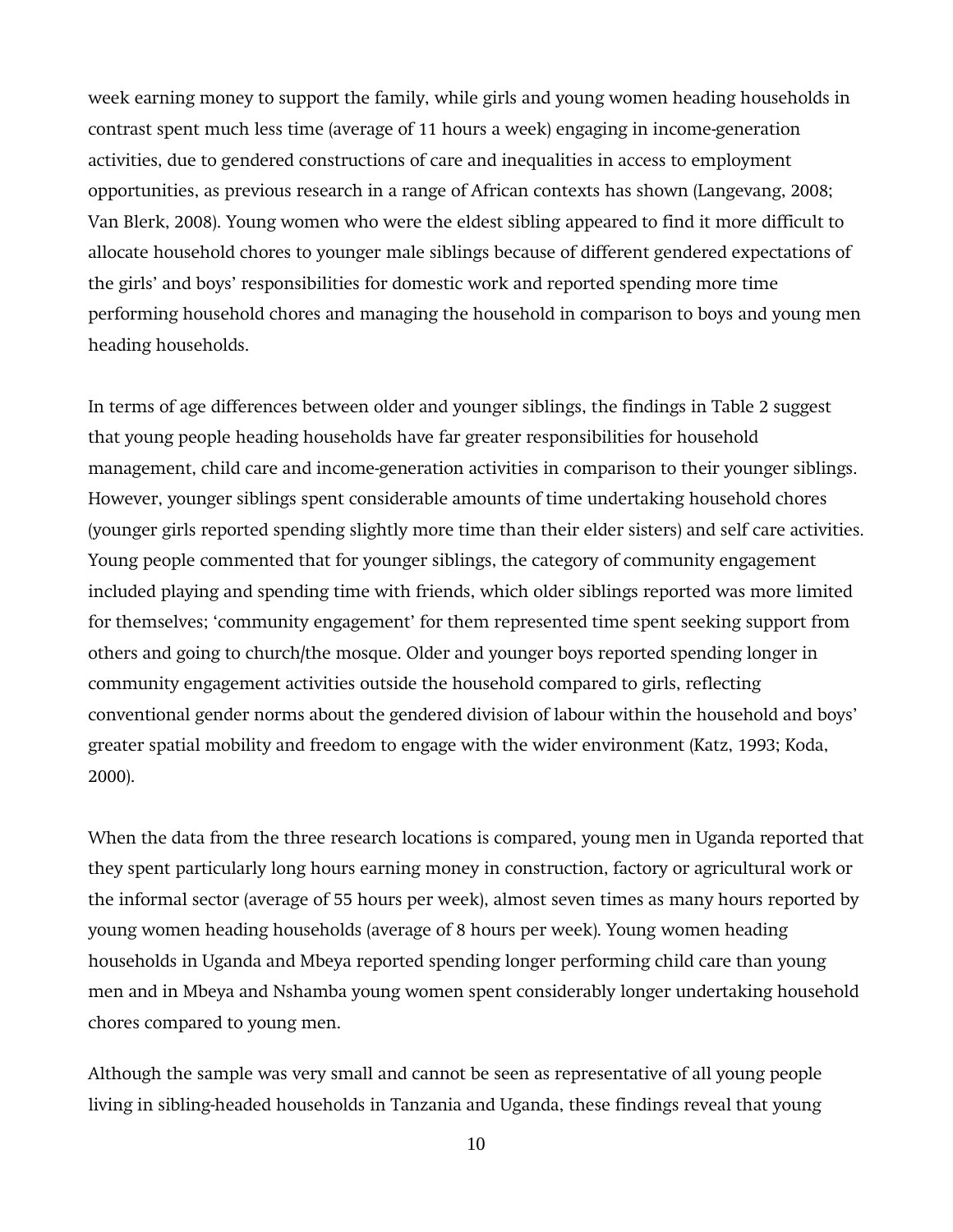week earning money to support the family, while girls and young women heading households in contrast spent much less time (average of 11 hours a week) engaging in income-generation activities, due to gendered constructions of care and inequalities in access to employment opportunities, as previous research in a range of African contexts has shown (Langevang, 2008; Van Blerk, 2008). Young women who were the eldest sibling appeared to find it more difficult to allocate household chores to younger male siblings because of different gendered expectations of the girls' and boys' responsibilities for domestic work and reported spending more time performing household chores and managing the household in comparison to boys and young men heading households.

In terms of age differences between older and younger siblings, the findings in Table 2 suggest that young people heading households have far greater responsibilities for household management, child care and income-generation activities in comparison to their younger siblings. However, younger siblings spent considerable amounts of time undertaking household chores (younger girls reported spending slightly more time than their elder sisters) and self care activities. Young people commented that for younger siblings, the category of community engagement included playing and spending time with friends, which older siblings reported was more limited for themselves; 'community engagement' for them represented time spent seeking support from others and going to church/the mosque. Older and younger boys reported spending longer in community engagement activities outside the household compared to girls, reflecting conventional gender norms about the gendered division of labour within the household and boys' greater spatial mobility and freedom to engage with the wider environment (Katz, 1993; Koda, 2000).

When the data from the three research locations is compared, young men in Uganda reported that they spent particularly long hours earning money in construction, factory or agricultural work or the informal sector (average of 55 hours per week), almost seven times as many hours reported by young women heading households (average of 8 hours per week). Young women heading households in Uganda and Mbeya reported spending longer performing child care than young men and in Mbeya and Nshamba young women spent considerably longer undertaking household chores compared to young men.

Although the sample was very small and cannot be seen as representative of all young people living in sibling-headed households in Tanzania and Uganda, these findings reveal that young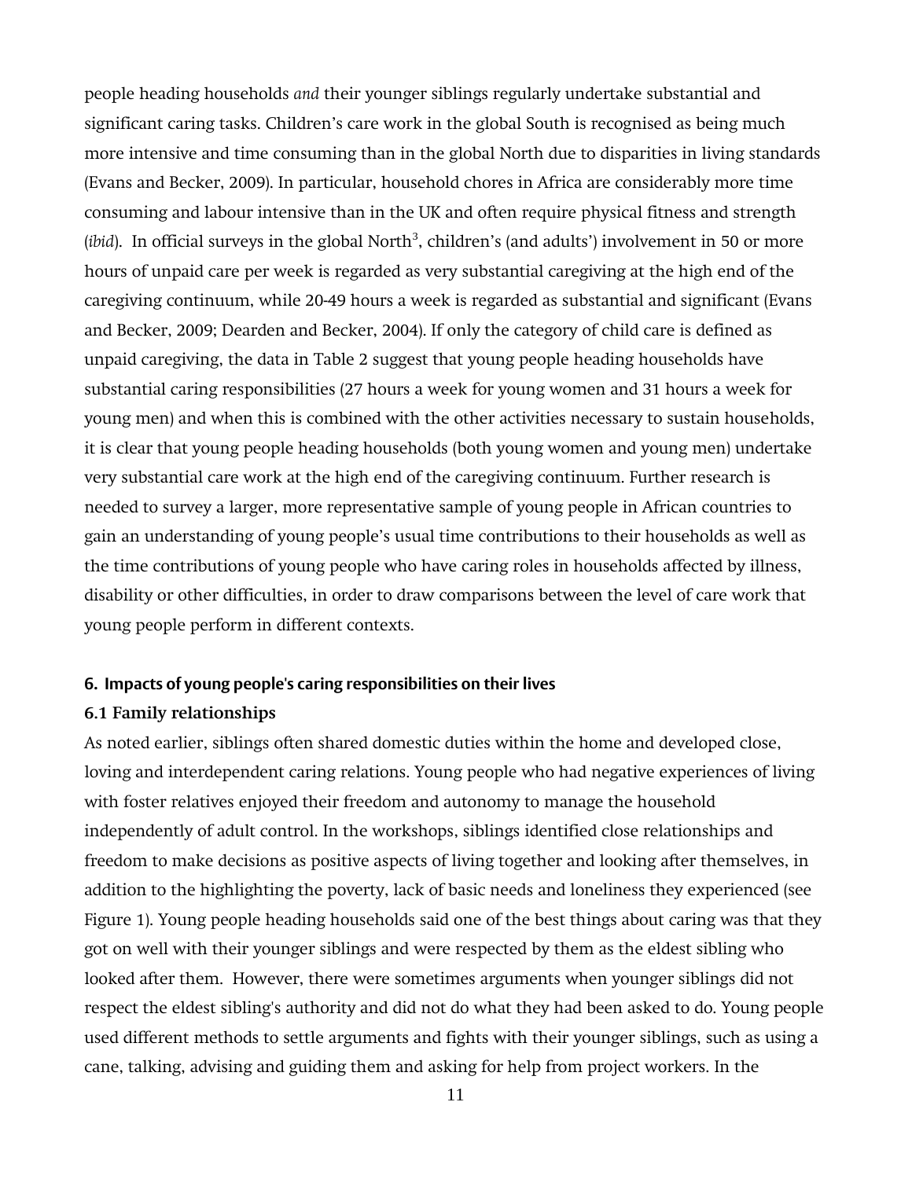people heading households *and* their younger siblings regularly undertake substantial and significant caring tasks. Children's care work in the global South is recognised as being much more intensive and time consuming than in the global North due to disparities in living standards (Evans and Becker, 2009). In particular, household chores in Africa are considerably more time consuming and labour intensive than in the UK and often require physical fitness and strength (*ibid*). In official surveys in the global North[3], children's (and adults') involvement in 50 or more hours of unpaid care per week is regarded as very substantial caregiving at the high end of the caregiving continuum, while 20-49 hours a week is regarded as substantial and significant (Evans and Becker, 2009; Dearden and Becker, 2004). If only the category of child care is defined as unpaid caregiving, the data in Table 2 suggest that young people heading households have substantial caring responsibilities (27 hours a week for young women and 31 hours a week for young men) and when this is combined with the other activities necessary to sustain households, it is clear that young people heading households (both young women and young men) undertake very substantial care work at the high end of the caregiving continuum. Further research is needed to survey a larger, more representative sample of young people in African countries to gain an understanding of young people's usual time contributions to their households as well as the time contributions of young people who have caring roles in households affected by illness, disability or other difficulties, in order to draw comparisons between the level of care work that young people perform in different contexts.

## 6. Impacts of young people's caring responsibilities on their lives

### 6.1 Family relationships

As noted earlier, siblings often shared domestic duties within the home and developed close, loving and interdependent caring relations. Young people who had negative experiences of living with foster relatives enjoyed their freedom and autonomy to manage the household independently of adult control. In the workshops, siblings identified close relationships and freedom to make decisions as positive aspects of living together and looking after themselves, in addition to the highlighting the poverty, lack of basic needs and loneliness they experienced (see Figure 1). Young people heading households said one of the best things about caring was that they got on well with their younger siblings and were respected by them as the eldest sibling who looked after them. However, there were sometimes arguments when younger siblings did not respect the eldest sibling's authority and did not do what they had been asked to do. Young people used different methods to settle arguments and fights with their younger siblings, such as using a cane, talking, advising and guiding them and asking for help from project workers. In the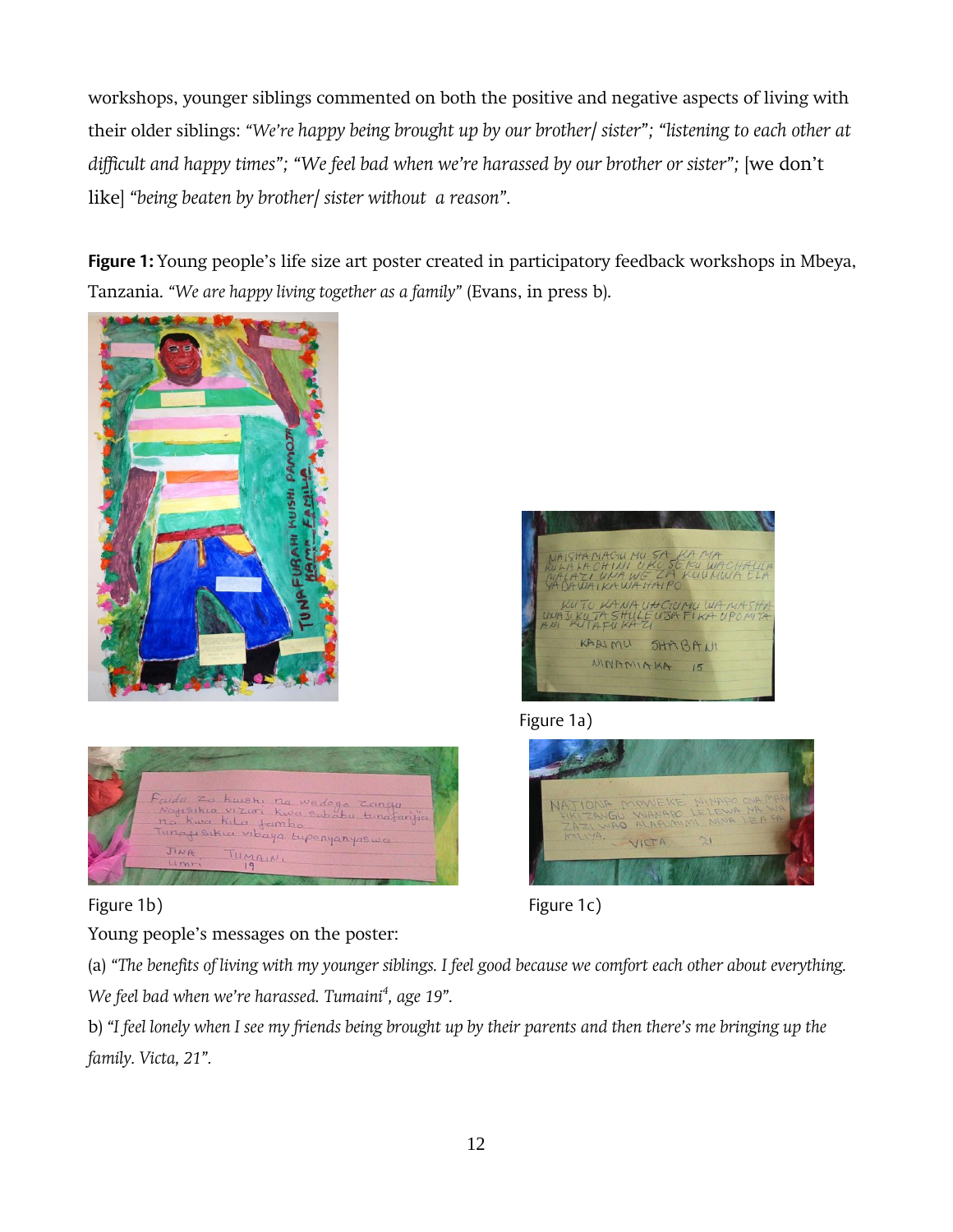workshops, younger siblings commented on both the positive and negative aspects of living with their older siblings: *"We're happy being brought up by our brother/ sister"*; *"listening to each other at difficult and happy times"*; *"We feel bad when we're harassed by our brother or sister"*; [we don't like] *"being beaten by brother/ sister without a reason"*.

**Figure 1:** Young people's life size art poster created in participatory feedback workshops in Mbeya, Tanzania. *"We are happy living together as a family"* (Evans, in press b).

Figure 1a)

Figure 1b)

Figure 1c)

Young people's messages on the poster:

(a) *"The benefits of living with my younger siblings. I feel good because we comfort each other about everything. We feel bad when we're harassed. Tumaini*[4]*, age 19"*.

b) *"I feel lonely when I see my friends being brought up by their parents and then there's me bringing up the family. Victa, 21"*.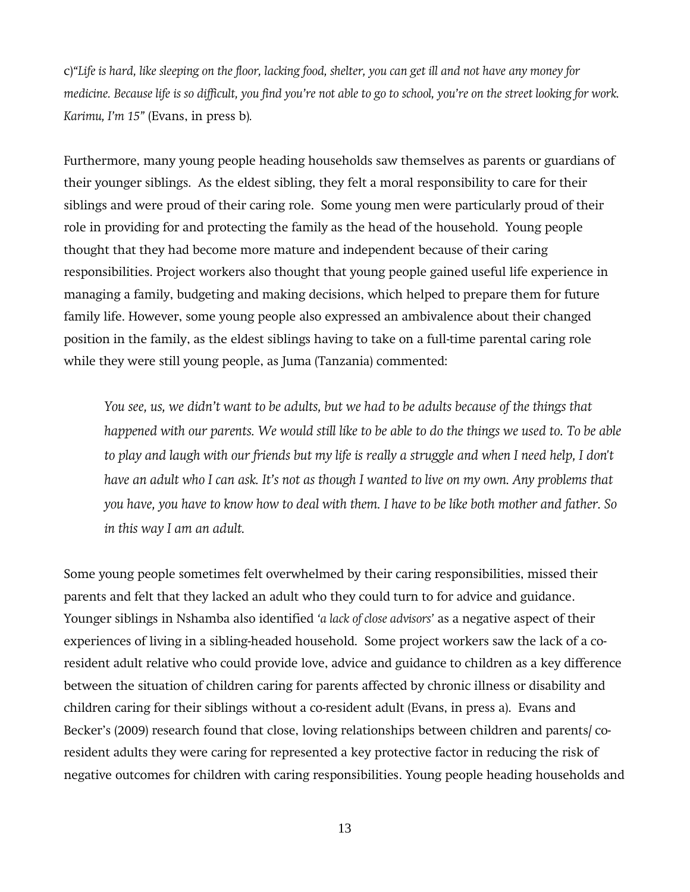c)*"Life is hard, like sleeping on the floor, lacking food, shelter, you can get ill and not have any money for medicine. Because life is so difficult, you find you're not able to go to school, you're on the street looking for work. Karimu, I'm 15"* (Evans, in press b).

Furthermore, many young people heading households saw themselves as parents or guardians of their younger siblings. As the eldest sibling, they felt a moral responsibility to care for their siblings and were proud of their caring role. Some young men were particularly proud of their role in providing for and protecting the family as the head of the household. Young people thought that they had become more mature and independent because of their caring responsibilities. Project workers also thought that young people gained useful life experience in managing a family, budgeting and making decisions, which helped to prepare them for future family life. However, some young people also expressed an ambivalence about their changed position in the family, as the eldest siblings having to take on a full-time parental caring role while they were still young people, as Juma (Tanzania) commented:

> *You see, us, we didn't want to be adults, but we had to be adults because of the things that happened with our parents. We would still like to be able to do the things we used to. To be able to play and laugh with our friends but my life is really a struggle and when I need help, I don't have an adult who I can ask. It's not as though I wanted to live on my own. Any problems that you have, you have to know how to deal with them. I have to be like both mother and father. So in this way I am an adult.*

Some young people sometimes felt overwhelmed by their caring responsibilities, missed their parents and felt that they lacked an adult who they could turn to for advice and guidance. Younger siblings in Nshamba also identified '*a lack of close advisors*' as a negative aspect of their experiences of living in a sibling-headed household. Some project workers saw the lack of a co-resident adult relative who could provide love, advice and guidance to children as a key difference between the situation of children caring for parents affected by chronic illness or disability and children caring for their siblings without a co-resident adult (Evans, in press a). Evans and Becker's (2009) research found that close, loving relationships between children and parents/ co-resident adults they were caring for represented a key protective factor in reducing the risk of negative outcomes for children with caring responsibilities. Young people heading households and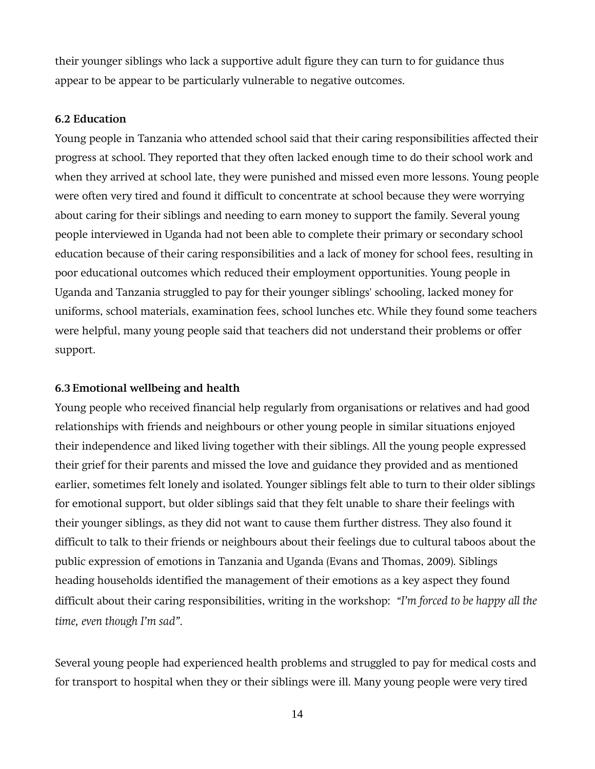their younger siblings who lack a supportive adult figure they can turn to for guidance thus appear to be appear to be particularly vulnerable to negative outcomes.

### 6.2 Education

Young people in Tanzania who attended school said that their caring responsibilities affected their progress at school. They reported that they often lacked enough time to do their school work and when they arrived at school late, they were punished and missed even more lessons. Young people were often very tired and found it difficult to concentrate at school because they were worrying about caring for their siblings and needing to earn money to support the family. Several young people interviewed in Uganda had not been able to complete their primary or secondary school education because of their caring responsibilities and a lack of money for school fees, resulting in poor educational outcomes which reduced their employment opportunities. Young people in Uganda and Tanzania struggled to pay for their younger siblings' schooling, lacked money for uniforms, school materials, examination fees, school lunches etc. While they found some teachers were helpful, many young people said that teachers did not understand their problems or offer support.

### 6.3 Emotional wellbeing and health

Young people who received financial help regularly from organisations or relatives and had good relationships with friends and neighbours or other young people in similar situations enjoyed their independence and liked living together with their siblings. All the young people expressed their grief for their parents and missed the love and guidance they provided and as mentioned earlier, sometimes felt lonely and isolated. Younger siblings felt able to turn to their older siblings for emotional support, but older siblings said that they felt unable to share their feelings with their younger siblings, as they did not want to cause them further distress. They also found it difficult to talk to their friends or neighbours about their feelings due to cultural taboos about the public expression of emotions in Tanzania and Uganda (Evans and Thomas, 2009). Siblings heading households identified the management of their emotions as a key aspect they found difficult about their caring responsibilities, writing in the workshop: *"I'm forced to be happy all the time, even though I'm sad"*.

Several young people had experienced health problems and struggled to pay for medical costs and for transport to hospital when they or their siblings were ill. Many young people were very tired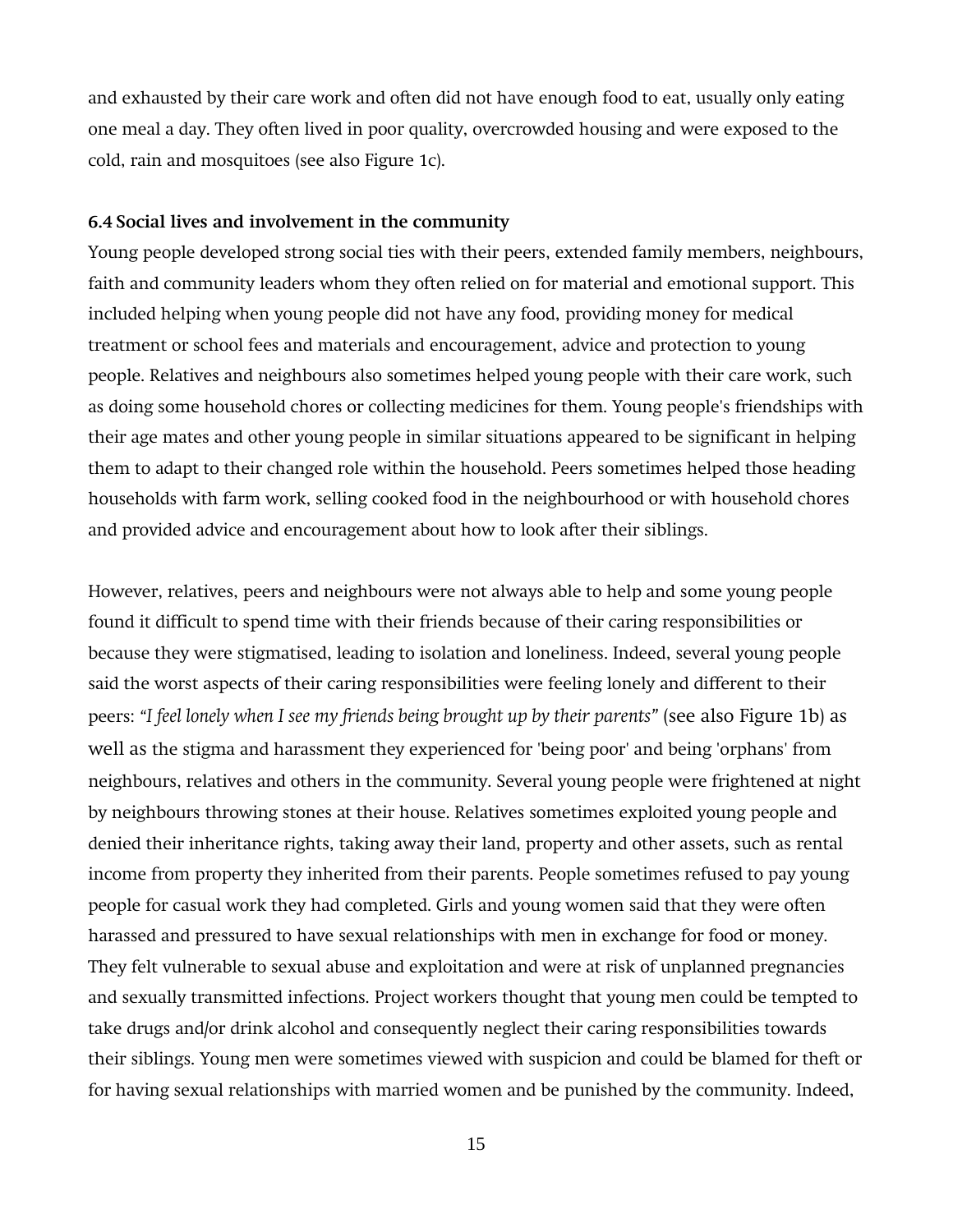and exhausted by their care work and often did not have enough food to eat, usually only eating one meal a day. They often lived in poor quality, overcrowded housing and were exposed to the cold, rain and mosquitoes (see also Figure 1c).

### 6.4 Social lives and involvement in the community

Young people developed strong social ties with their peers, extended family members, neighbours, faith and community leaders whom they often relied on for material and emotional support. This included helping when young people did not have any food, providing money for medical treatment or school fees and materials and encouragement, advice and protection to young people. Relatives and neighbours also sometimes helped young people with their care work, such as doing some household chores or collecting medicines for them. Young people's friendships with their age mates and other young people in similar situations appeared to be significant in helping them to adapt to their changed role within the household. Peers sometimes helped those heading households with farm work, selling cooked food in the neighbourhood or with household chores and provided advice and encouragement about how to look after their siblings.

However, relatives, peers and neighbours were not always able to help and some young people found it difficult to spend time with their friends because of their caring responsibilities or because they were stigmatised, leading to isolation and loneliness. Indeed, several young people said the worst aspects of their caring responsibilities were feeling lonely and different to their peers: *"I feel lonely when I see my friends being brought up by their parents"* (see also Figure 1b) as well as the stigma and harassment they experienced for 'being poor' and being 'orphans' from neighbours, relatives and others in the community. Several young people were frightened at night by neighbours throwing stones at their house. Relatives sometimes exploited young people and denied their inheritance rights, taking away their land, property and other assets, such as rental income from property they inherited from their parents. People sometimes refused to pay young people for casual work they had completed. Girls and young women said that they were often harassed and pressured to have sexual relationships with men in exchange for food or money. They felt vulnerable to sexual abuse and exploitation and were at risk of unplanned pregnancies and sexually transmitted infections. Project workers thought that young men could be tempted to take drugs and/or drink alcohol and consequently neglect their caring responsibilities towards their siblings. Young men were sometimes viewed with suspicion and could be blamed for theft or for having sexual relationships with married women and be punished by the community. Indeed,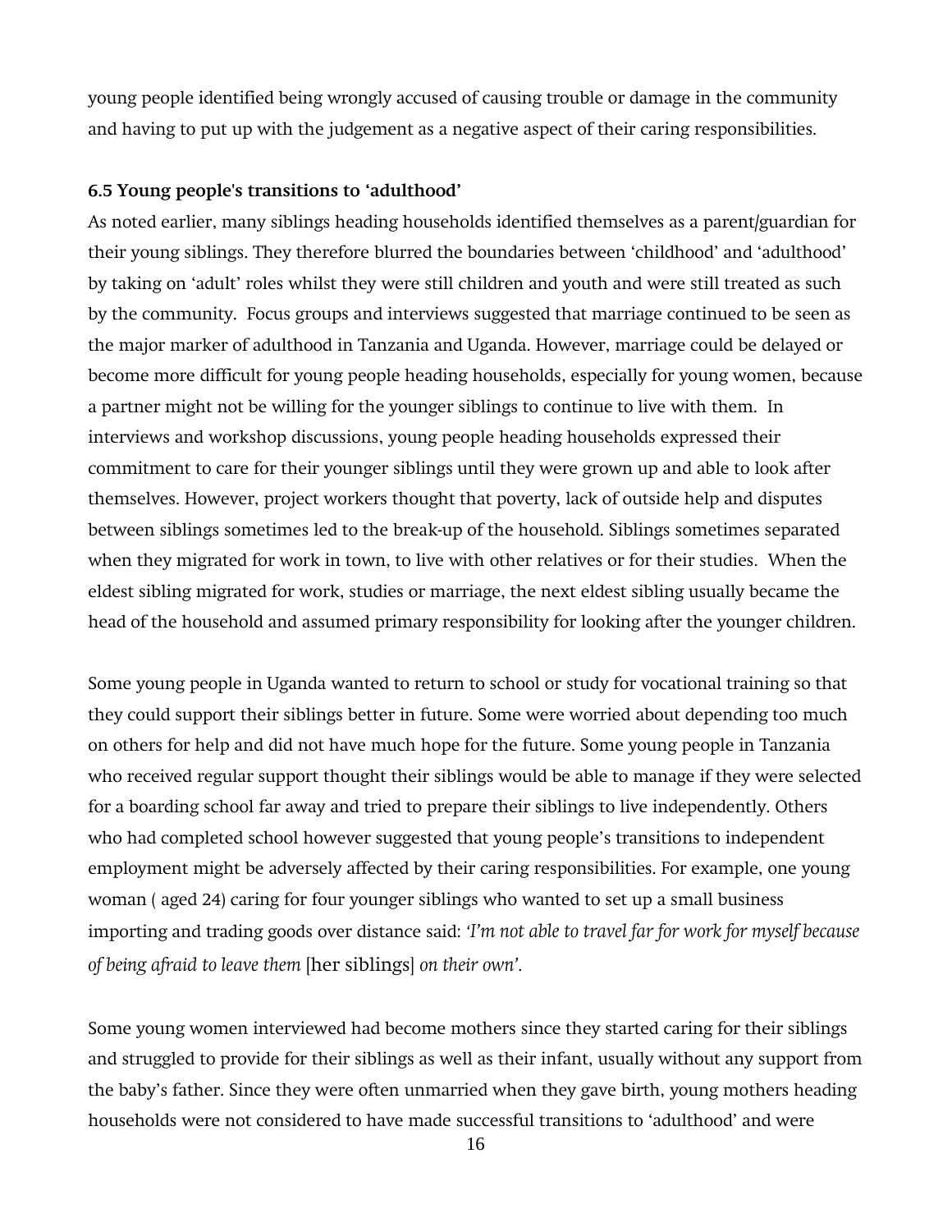young people identified being wrongly accused of causing trouble or damage in the community and having to put up with the judgement as a negative aspect of their caring responsibilities.

### 6.5 Young people's transitions to 'adulthood'

As noted earlier, many siblings heading households identified themselves as a parent/guardian for their young siblings. They therefore blurred the boundaries between 'childhood' and 'adulthood' by taking on 'adult' roles whilst they were still children and youth and were still treated as such by the community. Focus groups and interviews suggested that marriage continued to be seen as the major marker of adulthood in Tanzania and Uganda. However, marriage could be delayed or become more difficult for young people heading households, especially for young women, because a partner might not be willing for the younger siblings to continue to live with them. In interviews and workshop discussions, young people heading households expressed their commitment to care for their younger siblings until they were grown up and able to look after themselves. However, project workers thought that poverty, lack of outside help and disputes between siblings sometimes led to the break-up of the household. Siblings sometimes separated when they migrated for work in town, to live with other relatives or for their studies. When the eldest sibling migrated for work, studies or marriage, the next eldest sibling usually became the head of the household and assumed primary responsibility for looking after the younger children.

Some young people in Uganda wanted to return to school or study for vocational training so that they could support their siblings better in future. Some were worried about depending too much on others for help and did not have much hope for the future. Some young people in Tanzania who received regular support thought their siblings would be able to manage if they were selected for a boarding school far away and tried to prepare their siblings to live independently. Others who had completed school however suggested that young people's transitions to independent employment might be adversely affected by their caring responsibilities. For example, one young woman ( aged 24) caring for four younger siblings who wanted to set up a small business importing and trading goods over distance said: *'I'm not able to travel far for work for myself because of being afraid to leave them* [her siblings] *on their own'*.

Some young women interviewed had become mothers since they started caring for their siblings and struggled to provide for their siblings as well as their infant, usually without any support from the baby's father. Since they were often unmarried when they gave birth, young mothers heading households were not considered to have made successful transitions to 'adulthood' and were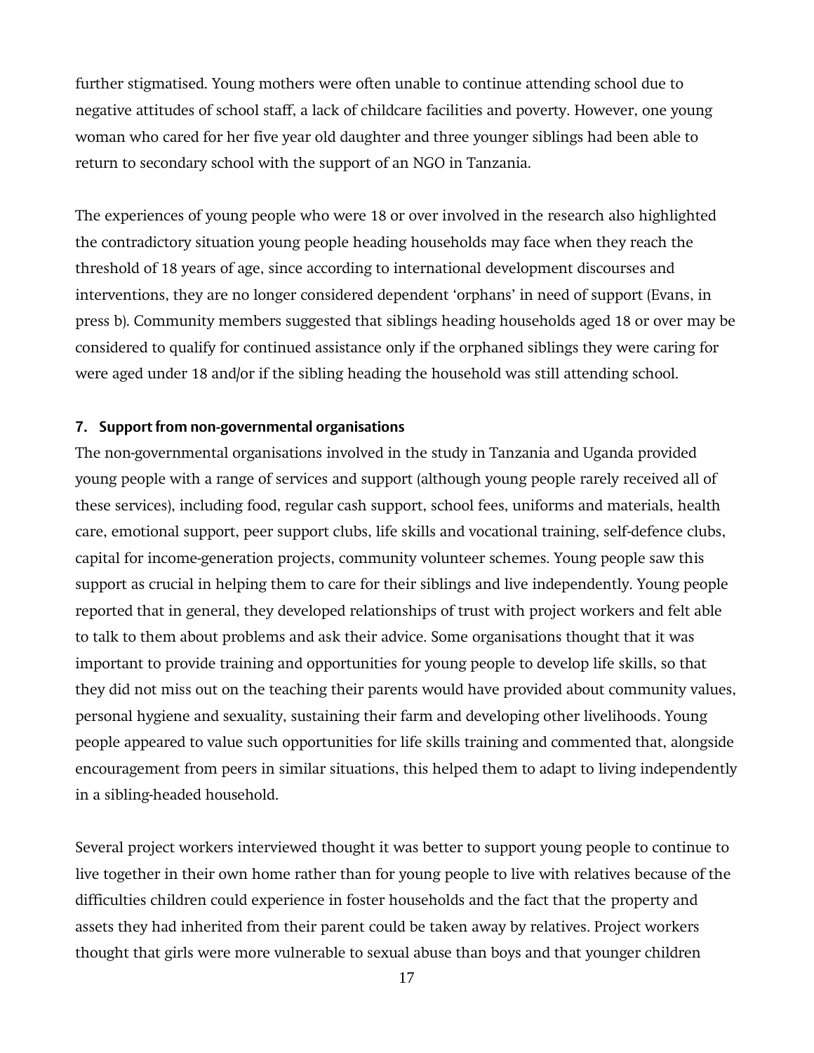further stigmatised. Young mothers were often unable to continue attending school due to negative attitudes of school staff, a lack of childcare facilities and poverty. However, one young woman who cared for her five year old daughter and three younger siblings had been able to return to secondary school with the support of an NGO in Tanzania.

The experiences of young people who were 18 or over involved in the research also highlighted the contradictory situation young people heading households may face when they reach the threshold of 18 years of age, since according to international development discourses and interventions, they are no longer considered dependent 'orphans' in need of support (Evans, in press b). Community members suggested that siblings heading households aged 18 or over may be considered to qualify for continued assistance only if the orphaned siblings they were caring for were aged under 18 and/or if the sibling heading the household was still attending school.

## 7. Support from non-governmental organisations

The non-governmental organisations involved in the study in Tanzania and Uganda provided young people with a range of services and support (although young people rarely received all of these services), including food, regular cash support, school fees, uniforms and materials, health care, emotional support, peer support clubs, life skills and vocational training, self-defence clubs, capital for income-generation projects, community volunteer schemes. Young people saw this support as crucial in helping them to care for their siblings and live independently. Young people reported that in general, they developed relationships of trust with project workers and felt able to talk to them about problems and ask their advice. Some organisations thought that it was important to provide training and opportunities for young people to develop life skills, so that they did not miss out on the teaching their parents would have provided about community values, personal hygiene and sexuality, sustaining their farm and developing other livelihoods. Young people appeared to value such opportunities for life skills training and commented that, alongside encouragement from peers in similar situations, this helped them to adapt to living independently in a sibling-headed household.

Several project workers interviewed thought it was better to support young people to continue to live together in their own home rather than for young people to live with relatives because of the difficulties children could experience in foster households and the fact that the property and assets they had inherited from their parent could be taken away by relatives. Project workers thought that girls were more vulnerable to sexual abuse than boys and that younger children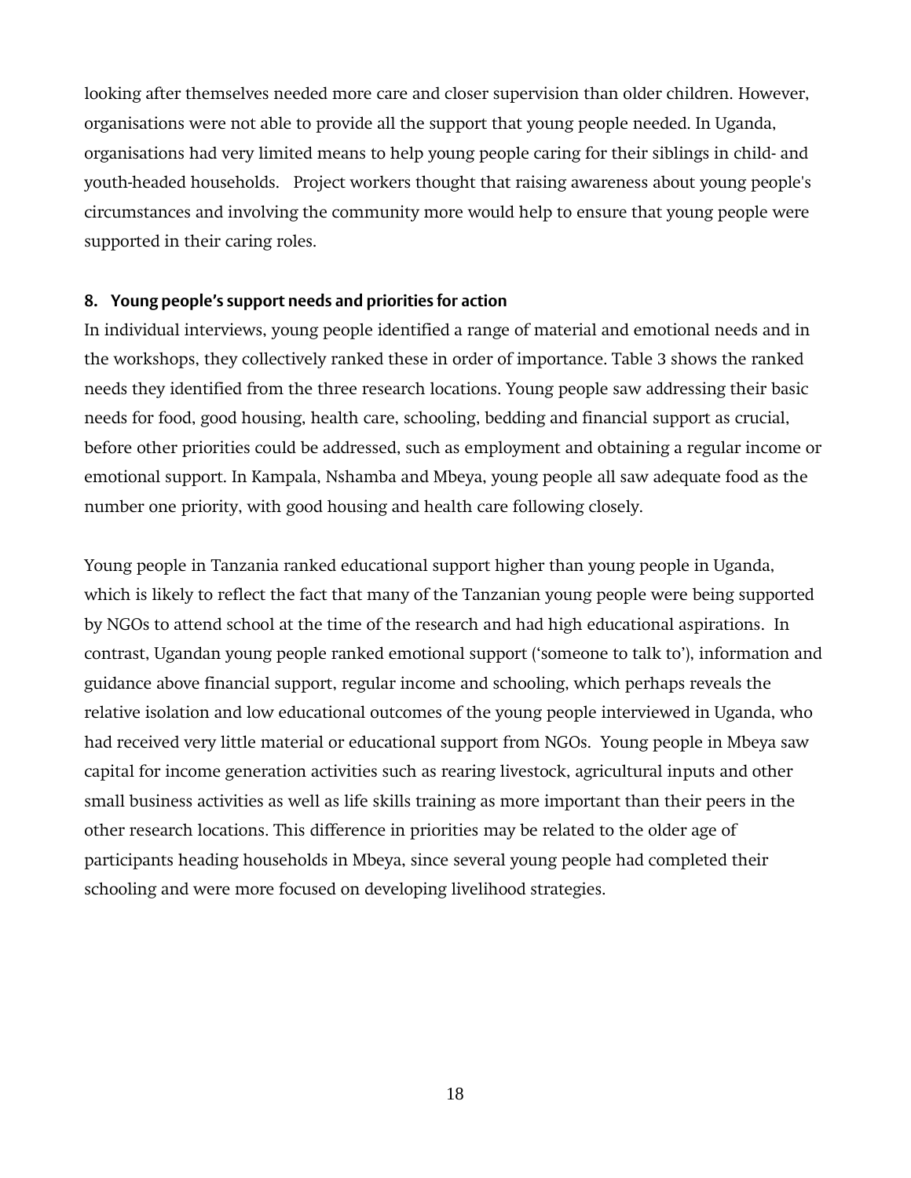looking after themselves needed more care and closer supervision than older children. However, organisations were not able to provide all the support that young people needed. In Uganda, organisations had very limited means to help young people caring for their siblings in child- and youth-headed households. Project workers thought that raising awareness about young people's circumstances and involving the community more would help to ensure that young people were supported in their caring roles.

## 8. Young people's support needs and priorities for action

In individual interviews, young people identified a range of material and emotional needs and in the workshops, they collectively ranked these in order of importance. Table 3 shows the ranked needs they identified from the three research locations. Young people saw addressing their basic needs for food, good housing, health care, schooling, bedding and financial support as crucial, before other priorities could be addressed, such as employment and obtaining a regular income or emotional support. In Kampala, Nshamba and Mbeya, young people all saw adequate food as the number one priority, with good housing and health care following closely.

Young people in Tanzania ranked educational support higher than young people in Uganda, which is likely to reflect the fact that many of the Tanzanian young people were being supported by NGOs to attend school at the time of the research and had high educational aspirations. In contrast, Ugandan young people ranked emotional support ('someone to talk to'), information and guidance above financial support, regular income and schooling, which perhaps reveals the relative isolation and low educational outcomes of the young people interviewed in Uganda, who had received very little material or educational support from NGOs. Young people in Mbeya saw capital for income generation activities such as rearing livestock, agricultural inputs and other small business activities as well as life skills training as more important than their peers in the other research locations. This difference in priorities may be related to the older age of participants heading households in Mbeya, since several young people had completed their schooling and were more focused on developing livelihood strategies.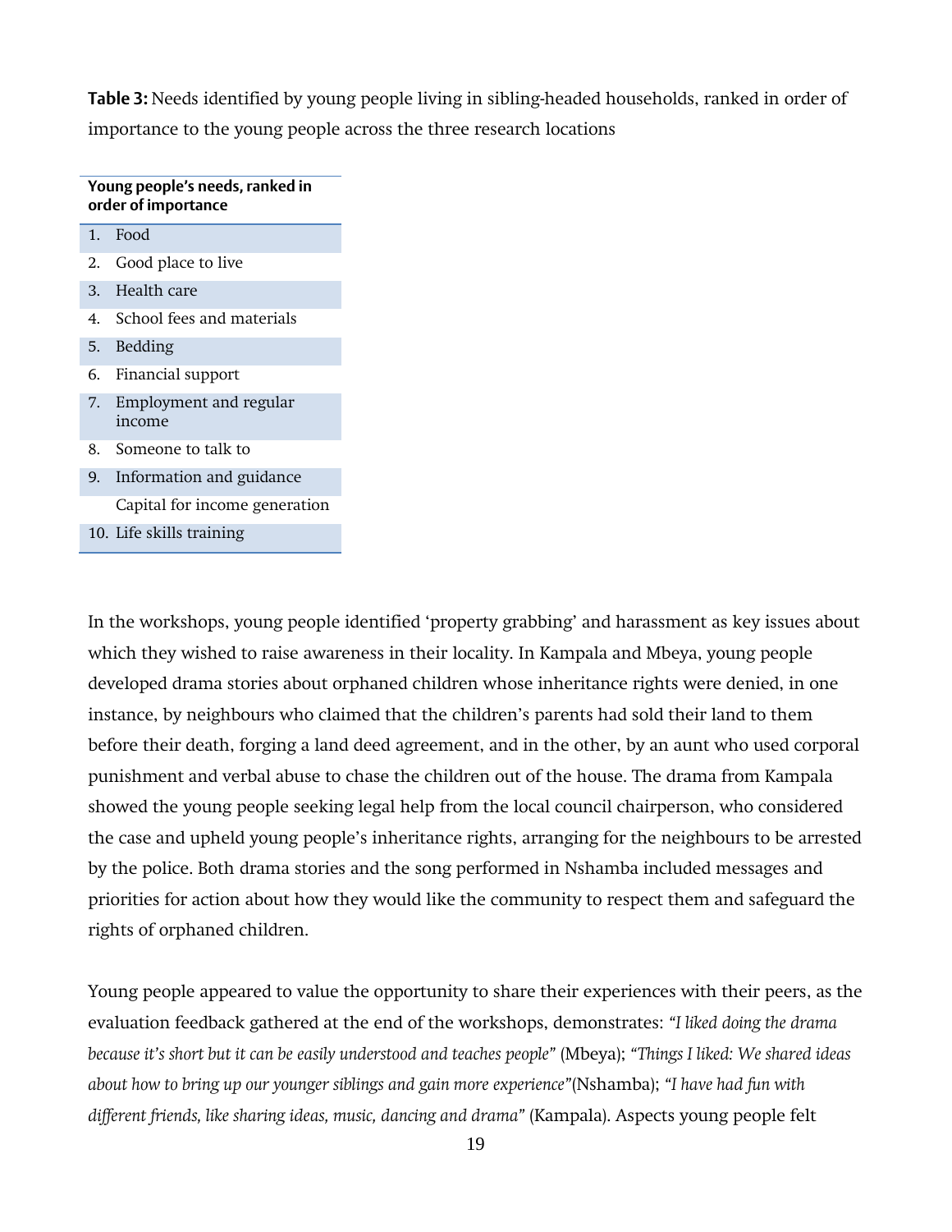**Table 3:** Needs identified by young people living in sibling-headed households, ranked in order of importance to the young people across the three research locations

| Young people's needs, ranked in order of importance |
|---|
| 1. Food |
| 2. Good place to live |
| 3. Health care |
| 4. School fees and materials |
| 5. Bedding |
| 6. Financial support |
| 7. Employment and regular income |
| 8. Someone to talk to |
| 9. Information and guidance |
| Capital for income generation |
| 10. Life skills training |

In the workshops, young people identified 'property grabbing' and harassment as key issues about which they wished to raise awareness in their locality. In Kampala and Mbeya, young people developed drama stories about orphaned children whose inheritance rights were denied, in one instance, by neighbours who claimed that the children's parents had sold their land to them before their death, forging a land deed agreement, and in the other, by an aunt who used corporal punishment and verbal abuse to chase the children out of the house. The drama from Kampala showed the young people seeking legal help from the local council chairperson, who considered the case and upheld young people's inheritance rights, arranging for the neighbours to be arrested by the police. Both drama stories and the song performed in Nshamba included messages and priorities for action about how they would like the community to respect them and safeguard the rights of orphaned children.

Young people appeared to value the opportunity to share their experiences with their peers, as the evaluation feedback gathered at the end of the workshops, demonstrates: *"I liked doing the drama because it's short but it can be easily understood and teaches people"* (Mbeya); *"Things I liked: We shared ideas about how to bring up our younger siblings and gain more experience"*(Nshamba); *"I have had fun with different friends, like sharing ideas, music, dancing and drama"* (Kampala). Aspects young people felt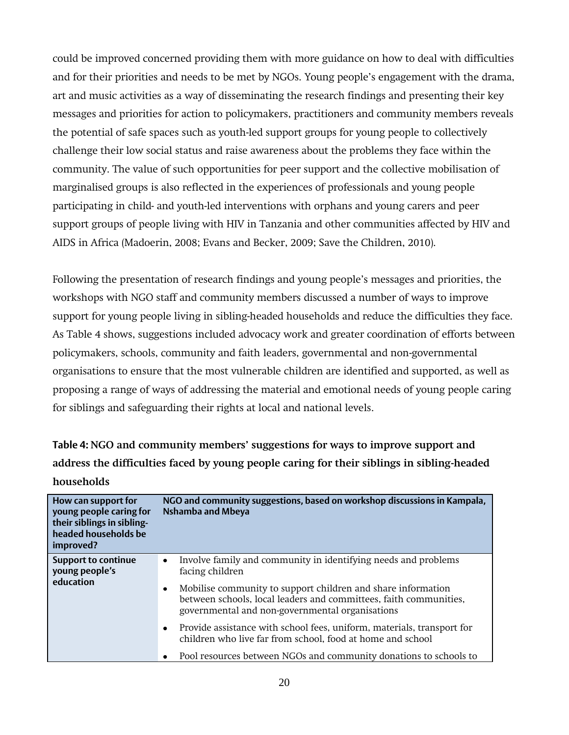could be improved concerned providing them with more guidance on how to deal with difficulties and for their priorities and needs to be met by NGOs. Young people's engagement with the drama, art and music activities as a way of disseminating the research findings and presenting their key messages and priorities for action to policymakers, practitioners and community members reveals the potential of safe spaces such as youth-led support groups for young people to collectively challenge their low social status and raise awareness about the problems they face within the community. The value of such opportunities for peer support and the collective mobilisation of marginalised groups is also reflected in the experiences of professionals and young people participating in child- and youth-led interventions with orphans and young carers and peer support groups of people living with HIV in Tanzania and other communities affected by HIV and AIDS in Africa (Madoerin, 2008; Evans and Becker, 2009; Save the Children, 2010).

Following the presentation of research findings and young people's messages and priorities, the workshops with NGO staff and community members discussed a number of ways to improve support for young people living in sibling-headed households and reduce the difficulties they face. As Table 4 shows, suggestions included advocacy work and greater coordination of efforts between policymakers, schools, community and faith leaders, governmental and non-governmental organisations to ensure that the most vulnerable children are identified and supported, as well as proposing a range of ways of addressing the material and emotional needs of young people caring for siblings and safeguarding their rights at local and national levels.

**Table 4: NGO and community members' suggestions for ways to improve support and address the difficulties faced by young people caring for their siblings in sibling-headed households**

| How can support for young people caring for their siblings in sibling-headed households be improved? | NGO and community suggestions, based on workshop discussions in Kampala, Nshamba and Mbeya |
|---|---|
| **Support to continue young people's education** | • Involve family and community in identifying needs and problems facing children<br>• Mobilise community to support children and share information between schools, local leaders and committees, faith communities, governmental and non-governmental organisations<br>• Provide assistance with school fees, uniform, materials, transport for children who live far from school, food at home and school<br>• Pool resources between NGOs and community donations to schools to |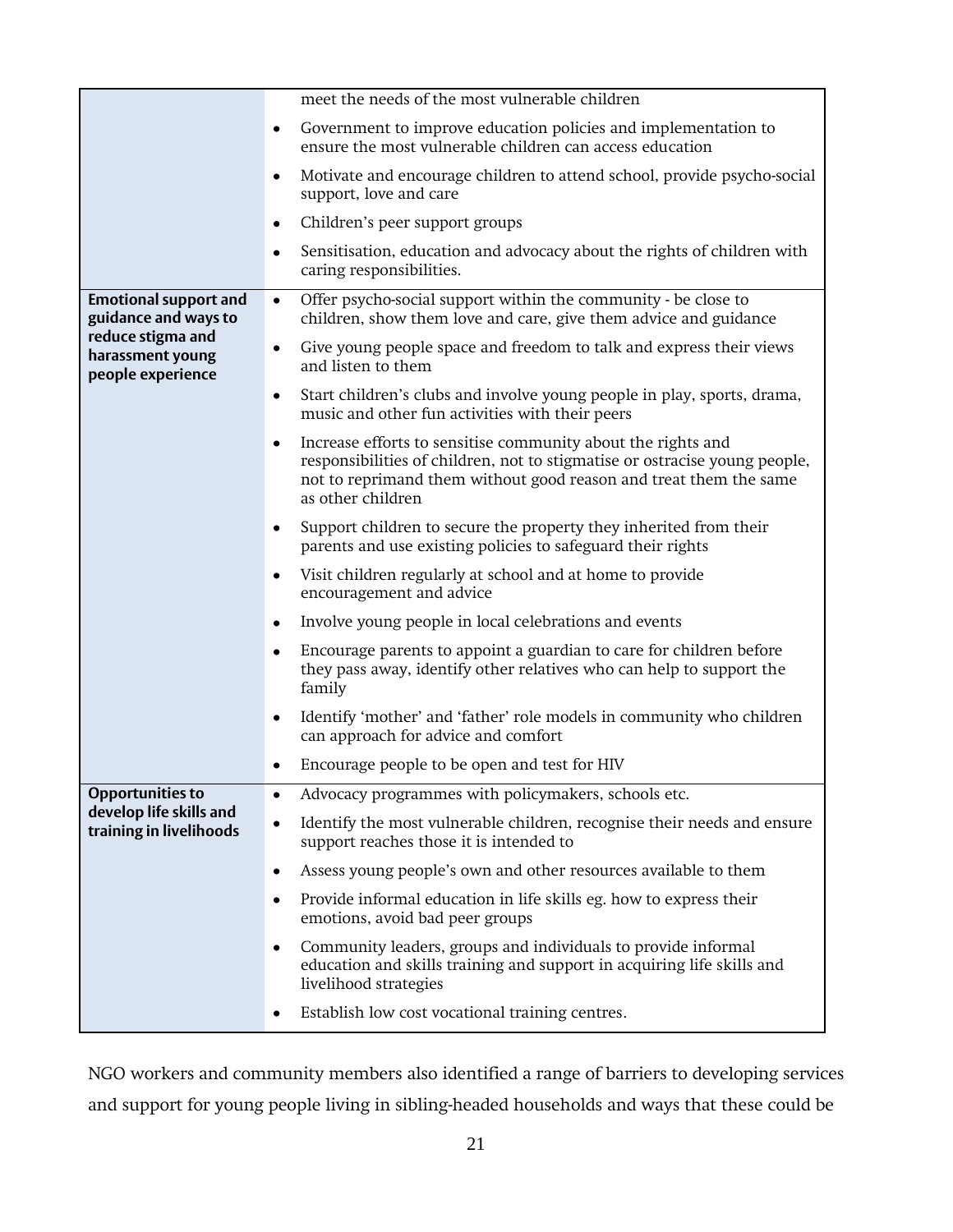| | |
|---|---|
| | meet the needs of the most vulnerable children<br>• Government to improve education policies and implementation to ensure the most vulnerable children can access education<br>• Motivate and encourage children to attend school, provide psycho-social support, love and care<br>• Children's peer support groups<br>• Sensitisation, education and advocacy about the rights of children with caring responsibilities. |
| **Emotional support and guidance and ways to reduce stigma and harassment young people experience** | • Offer psycho-social support within the community - be close to children, show them love and care, give them advice and guidance<br>• Give young people space and freedom to talk and express their views and listen to them<br>• Start children's clubs and involve young people in play, sports, drama, music and other fun activities with their peers<br>• Increase efforts to sensitise community about the rights and responsibilities of children, not to stigmatise or ostracise young people, not to reprimand them without good reason and treat them the same as other children<br>• Support children to secure the property they inherited from their parents and use existing policies to safeguard their rights<br>• Visit children regularly at school and at home to provide encouragement and advice<br>• Involve young people in local celebrations and events<br>• Encourage parents to appoint a guardian to care for children before they pass away, identify other relatives who can help to support the family<br>• Identify 'mother' and 'father' role models in community who children can approach for advice and comfort<br>• Encourage people to be open and test for HIV |
| **Opportunities to develop life skills and training in livelihoods** | • Advocacy programmes with policymakers, schools etc.<br>• Identify the most vulnerable children, recognise their needs and ensure support reaches those it is intended to<br>• Assess young people's own and other resources available to them<br>• Provide informal education in life skills eg. how to express their emotions, avoid bad peer groups<br>• Community leaders, groups and individuals to provide informal education and skills training and support in acquiring life skills and livelihood strategies<br>• Establish low cost vocational training centres. |

NGO workers and community members also identified a range of barriers to developing services and support for young people living in sibling-headed households and ways that these could be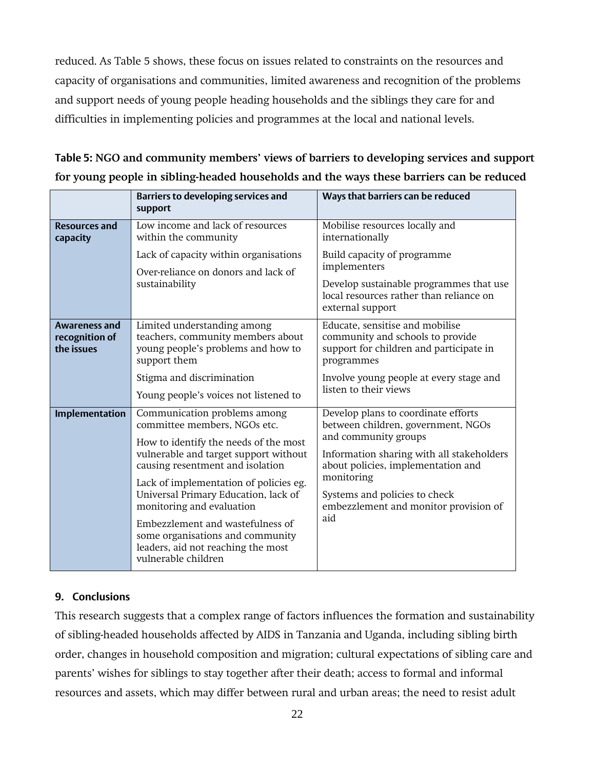reduced. As Table 5 shows, these focus on issues related to constraints on the resources and capacity of organisations and communities, limited awareness and recognition of the problems and support needs of young people heading households and the siblings they care for and difficulties in implementing policies and programmes at the local and national levels.

**Table 5: NGO and community members' views of barriers to developing services and support for young people in sibling-headed households and the ways these barriers can be reduced**

| | Barriers to developing services and support | Ways that barriers can be reduced |
|---|---|---|
| **Resources and capacity** | Low income and lack of resources within the community<br><br>Lack of capacity within organisations<br><br>Over-reliance on donors and lack of sustainability | Mobilise resources locally and internationally<br><br>Build capacity of programme implementers<br><br>Develop sustainable programmes that use local resources rather than reliance on external support |
| **Awareness and recognition of the issues** | Limited understanding among teachers, community members about young people's problems and how to support them<br><br>Stigma and discrimination<br><br>Young people's voices not listened to | Educate, sensitise and mobilise community and schools to provide support for children and participate in programmes<br><br>Involve young people at every stage and listen to their views |
| **Implementation** | Communication problems among committee members, NGOs etc.<br><br>How to identify the needs of the most vulnerable and target support without causing resentment and isolation<br><br>Lack of implementation of policies eg. Universal Primary Education, lack of monitoring and evaluation<br><br>Embezzlement and wastefulness of some organisations and community leaders, aid not reaching the most vulnerable children | Develop plans to coordinate efforts between children, government, NGOs and community groups<br><br>Information sharing with all stakeholders about policies, implementation and monitoring<br><br>Systems and policies to check embezzlement and monitor provision of aid |

## 9. Conclusions

This research suggests that a complex range of factors influences the formation and sustainability of sibling-headed households affected by AIDS in Tanzania and Uganda, including sibling birth order, changes in household composition and migration; cultural expectations of sibling care and parents' wishes for siblings to stay together after their death; access to formal and informal resources and assets, which may differ between rural and urban areas; the need to resist adult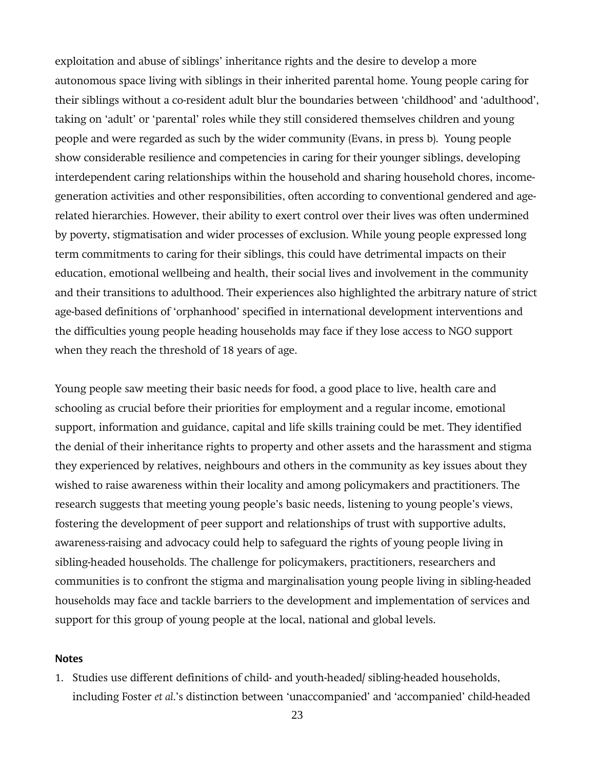exploitation and abuse of siblings' inheritance rights and the desire to develop a more autonomous space living with siblings in their inherited parental home. Young people caring for their siblings without a co-resident adult blur the boundaries between 'childhood' and 'adulthood', taking on 'adult' or 'parental' roles while they still considered themselves children and young people and were regarded as such by the wider community (Evans, in press b). Young people show considerable resilience and competencies in caring for their younger siblings, developing interdependent caring relationships within the household and sharing household chores, income-generation activities and other responsibilities, often according to conventional gendered and age-related hierarchies. However, their ability to exert control over their lives was often undermined by poverty, stigmatisation and wider processes of exclusion. While young people expressed long term commitments to caring for their siblings, this could have detrimental impacts on their education, emotional wellbeing and health, their social lives and involvement in the community and their transitions to adulthood. Their experiences also highlighted the arbitrary nature of strict age-based definitions of 'orphanhood' specified in international development interventions and the difficulties young people heading households may face if they lose access to NGO support when they reach the threshold of 18 years of age.

Young people saw meeting their basic needs for food, a good place to live, health care and schooling as crucial before their priorities for employment and a regular income, emotional support, information and guidance, capital and life skills training could be met. They identified the denial of their inheritance rights to property and other assets and the harassment and stigma they experienced by relatives, neighbours and others in the community as key issues about they wished to raise awareness within their locality and among policymakers and practitioners. The research suggests that meeting young people's basic needs, listening to young people's views, fostering the development of peer support and relationships of trust with supportive adults, awareness-raising and advocacy could help to safeguard the rights of young people living in sibling-headed households. The challenge for policymakers, practitioners, researchers and communities is to confront the stigma and marginalisation young people living in sibling-headed households may face and tackle barriers to the development and implementation of services and support for this group of young people at the local, national and global levels.

### Notes

1. Studies use different definitions of child- and youth-headed/ sibling-headed households, including Foster *et al*.'s distinction between 'unaccompanied' and 'accompanied' child-headed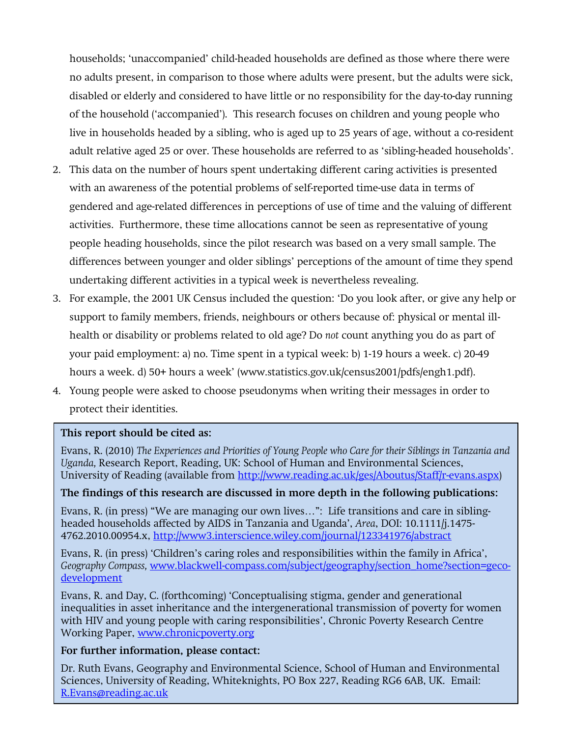households; 'unaccompanied' child-headed households are defined as those where there were no adults present, in comparison to those where adults were present, but the adults were sick, disabled or elderly and considered to have little or no responsibility for the day-to-day running of the household ('accompanied'). This research focuses on children and young people who live in households headed by a sibling, who is aged up to 25 years of age, without a co-resident adult relative aged 25 or over. These households are referred to as 'sibling-headed households'.

2. This data on the number of hours spent undertaking different caring activities is presented with an awareness of the potential problems of self-reported time-use data in terms of gendered and age-related differences in perceptions of use of time and the valuing of different activities. Furthermore, these time allocations cannot be seen as representative of young people heading households, since the pilot research was based on a very small sample. The differences between younger and older siblings' perceptions of the amount of time they spend undertaking different activities in a typical week is nevertheless revealing.
3. For example, the 2001 UK Census included the question: 'Do you look after, or give any help or support to family members, friends, neighbours or others because of: physical or mental ill-health or disability or problems related to old age? Do *not* count anything you do as part of your paid employment: a) no. Time spent in a typical week: b) 1-19 hours a week. c) 20-49 hours a week. d) 50+ hours a week' (www.statistics.gov.uk/census2001/pdfs/engh1.pdf).
4. Young people were asked to choose pseudonyms when writing their messages in order to protect their identities.

**This report should be cited as:**

Evans, R. (2010) *The Experiences and Priorities of Young People who Care for their Siblings in Tanzania and Uganda,* Research Report, Reading, UK: School of Human and Environmental Sciences, University of Reading (available from http://www.reading.ac.uk/ges/Aboutus/Staff/r-evans.aspx)

**The findings of this research are discussed in more depth in the following publications:**

Evans, R. (in press) "We are managing our own lives…": Life transitions and care in sibling-headed households affected by AIDS in Tanzania and Uganda', *Area*, DOI: 10.1111/j.1475-4762.2010.00954.x, http://www3.interscience.wiley.com/journal/123341976/abstract

Evans, R. (in press) 'Children's caring roles and responsibilities within the family in Africa', *Geography Compass,* www.blackwell-compass.com/subject/geography/section_home?section=geco-development

Evans, R. and Day, C. (forthcoming) 'Conceptualising stigma, gender and generational inequalities in asset inheritance and the intergenerational transmission of poverty for women with HIV and young people with caring responsibilities', Chronic Poverty Research Centre Working Paper, www.chronicpoverty.org

**For further information, please contact:**

Dr. Ruth Evans, Geography and Environmental Science, School of Human and Environmental Sciences, University of Reading, Whiteknights, PO Box 227, Reading RG6 6AB, UK. Email: R.Evans@reading.ac.uk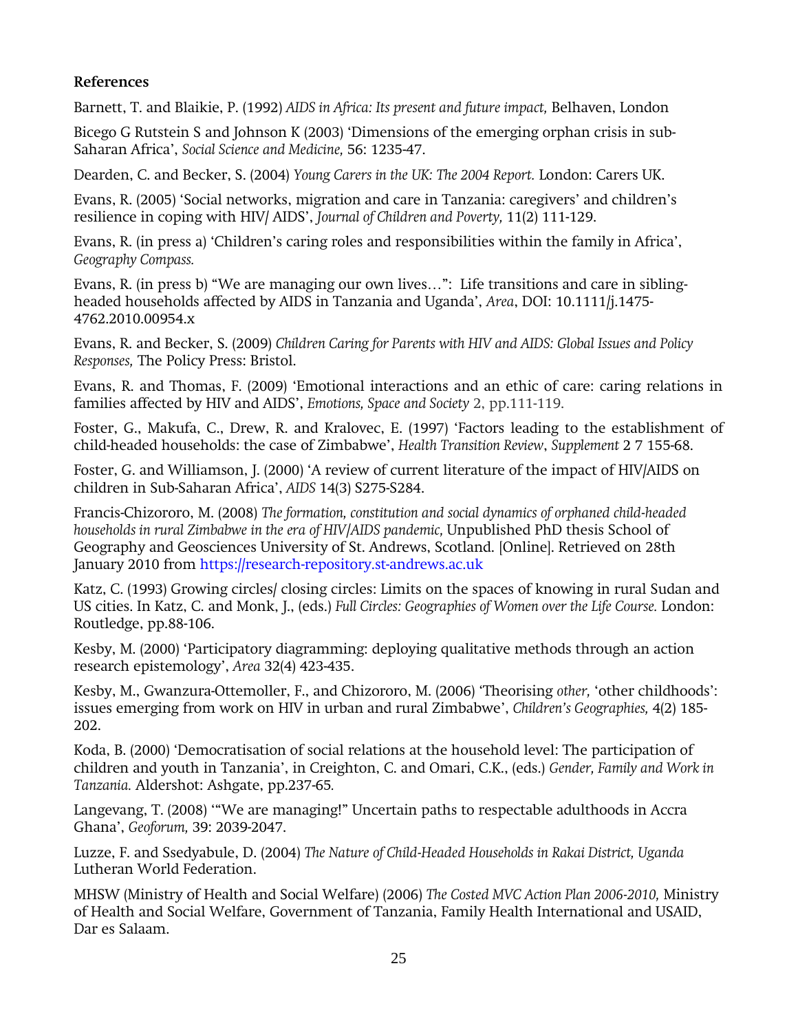**References**

Barnett, T. and Blaikie, P. (1992) *AIDS in Africa: Its present and future impact,* Belhaven, London

Bicego G Rutstein S and Johnson K (2003) 'Dimensions of the emerging orphan crisis in sub-Saharan Africa', *Social Science and Medicine,* 56: 1235-47.

Dearden, C. and Becker, S. (2004) *Young Carers in the UK: The 2004 Report.* London: Carers UK.

Evans, R. (2005) 'Social networks, migration and care in Tanzania: caregivers' and children's resilience in coping with HIV/ AIDS', *Journal of Children and Poverty,* 11(2) 111-129.

Evans, R. (in press a) 'Children's caring roles and responsibilities within the family in Africa', *Geography Compass.*

Evans, R. (in press b) "We are managing our own lives…": Life transitions and care in sibling-headed households affected by AIDS in Tanzania and Uganda', *Area*, DOI: 10.1111/j.1475-4762.2010.00954.x

Evans, R. and Becker, S. (2009) *Children Caring for Parents with HIV and AIDS: Global Issues and Policy Responses,* The Policy Press: Bristol.

Evans, R. and Thomas, F. (2009) 'Emotional interactions and an ethic of care: caring relations in families affected by HIV and AIDS', *Emotions, Space and Society* 2, pp.111-119.

Foster, G., Makufa, C., Drew, R. and Kralovec, E. (1997) 'Factors leading to the establishment of child-headed households: the case of Zimbabwe', *Health Transition Review*, *Supplement* 2 7 155-68.

Foster, G. and Williamson, J. (2000) 'A review of current literature of the impact of HIV/AIDS on children in Sub-Saharan Africa', *AIDS* 14(3) S275-S284.

Francis-Chizororo, M. (2008) *The formation, constitution and social dynamics of orphaned child-headed households in rural Zimbabwe in the era of HIV/AIDS pandemic,* Unpublished PhD thesis School of Geography and Geosciences University of St. Andrews, Scotland. [Online]. Retrieved on 28th January 2010 from https://research-repository.st-andrews.ac.uk

Katz, C. (1993) Growing circles/ closing circles: Limits on the spaces of knowing in rural Sudan and US cities. In Katz, C. and Monk, J., (eds.) *Full Circles: Geographies of Women over the Life Course.* London: Routledge, pp.88-106.

Kesby, M. (2000) 'Participatory diagramming: deploying qualitative methods through an action research epistemology', *Area* 32(4) 423-435.

Kesby, M., Gwanzura-Ottemoller, F., and Chizororo, M. (2006) 'Theorising *other,* 'other childhoods': issues emerging from work on HIV in urban and rural Zimbabwe', *Children's Geographies,* 4(2) 185-202.

Koda, B. (2000) 'Democratisation of social relations at the household level: The participation of children and youth in Tanzania', in Creighton, C. and Omari, C.K., (eds.) *Gender, Family and Work in Tanzania.* Aldershot: Ashgate, pp.237-65*.*

Langevang, T. (2008) '"We are managing!" Uncertain paths to respectable adulthoods in Accra Ghana', *Geoforum,* 39: 2039-2047.

Luzze, F. and Ssedyabule, D. (2004) *The Nature of Child-Headed Households in Rakai District, Uganda* Lutheran World Federation.

MHSW (Ministry of Health and Social Welfare) (2006) *The Costed MVC Action Plan 2006-2010,* Ministry of Health and Social Welfare, Government of Tanzania, Family Health International and USAID, Dar es Salaam.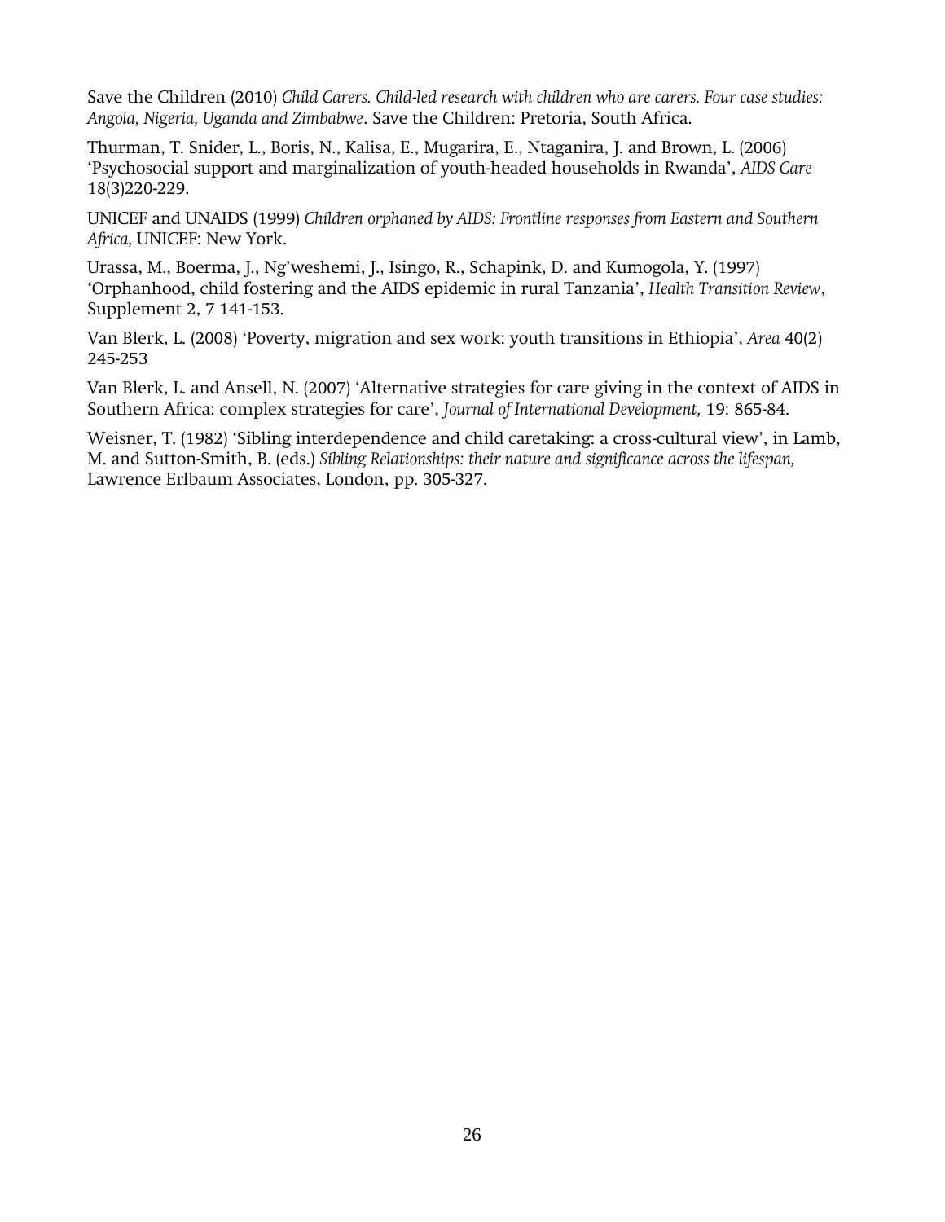Save the Children (2010) *Child Carers. Child-led research with children who are carers. Four case studies: Angola, Nigeria, Uganda and Zimbabwe*. Save the Children: Pretoria, South Africa.

Thurman, T. Snider, L., Boris, N., Kalisa, E., Mugarira, E., Ntaganira, J. and Brown, L. (2006) 'Psychosocial support and marginalization of youth-headed households in Rwanda', *AIDS Care* 18(3)220-229.

UNICEF and UNAIDS (1999) *Children orphaned by AIDS: Frontline responses from Eastern and Southern Africa,* UNICEF: New York.

Urassa, M., Boerma, J., Ng'weshemi, J., Isingo, R., Schapink, D. and Kumogola, Y. (1997) 'Orphanhood, child fostering and the AIDS epidemic in rural Tanzania', *Health Transition Review*, Supplement 2, 7 141-153.

Van Blerk, L. (2008) 'Poverty, migration and sex work: youth transitions in Ethiopia', *Area* 40(2) 245-253

Van Blerk, L. and Ansell, N. (2007) 'Alternative strategies for care giving in the context of AIDS in Southern Africa: complex strategies for care', *Journal of International Development,* 19: 865-84.

Weisner, T. (1982) 'Sibling interdependence and child caretaking: a cross-cultural view', in Lamb, M. and Sutton-Smith, B. (eds.) *Sibling Relationships: their nature and significance across the lifespan,* Lawrence Erlbaum Associates, London, pp. 305-327.